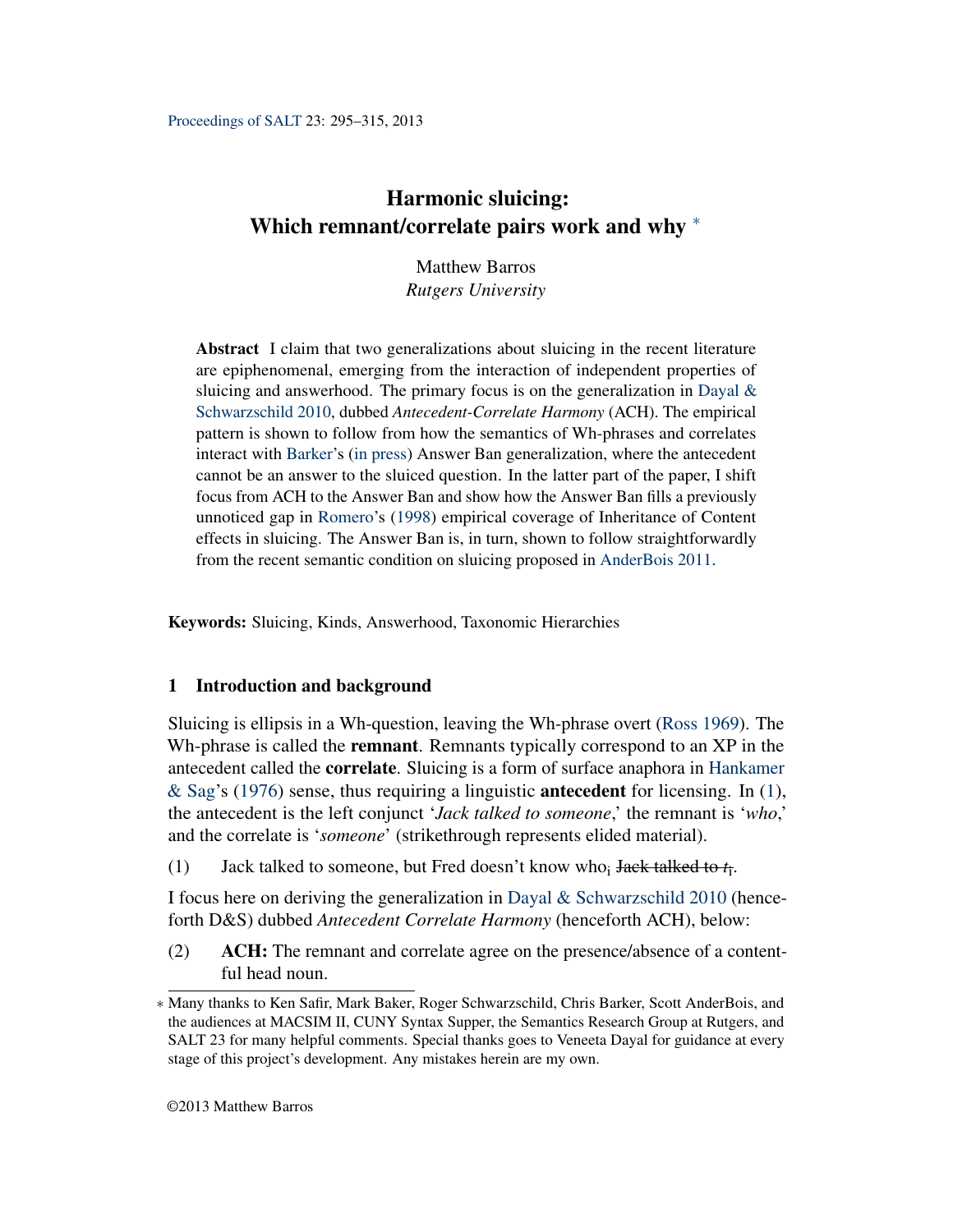# Harmonic sluicing: Which remnant/correlate pairs work and why [*]

Matthew Barros
*Rutgers University*

**Abstract** I claim that two generalizations about sluicing in the recent literature are epiphenomenal, emerging from the interaction of independent properties of sluicing and answerhood. The primary focus is on the generalization in Dayal & Schwarzschild 2010, dubbed *Antecedent-Correlate Harmony* (ACH). The empirical pattern is shown to follow from how the semantics of Wh-phrases and correlates interact with Barker's (in press) Answer Ban generalization, where the antecedent cannot be an answer to the sluiced question. In the latter part of the paper, I shift focus from ACH to the Answer Ban and show how the Answer Ban fills a previously unnoticed gap in Romero's (1998) empirical coverage of Inheritance of Content effects in sluicing. The Answer Ban is, in turn, shown to follow straightforwardly from the recent semantic condition on sluicing proposed in AnderBois 2011.

**Keywords:** Sluicing, Kinds, Answerhood, Taxonomic Hierarchies

## 1 Introduction and background

Sluicing is ellipsis in a Wh-question, leaving the Wh-phrase overt (Ross 1969). The Wh-phrase is called the **remnant**. Remnants typically correspond to an XP in the antecedent called the **correlate**. Sluicing is a form of surface anaphora in Hankamer & Sag's (1976) sense, thus requiring a linguistic **antecedent** for licensing. In (1), the antecedent is the left conjunct '*Jack talked to someone*,' the remnant is '*who*,' and the correlate is '*someone*' (strikethrough represents elided material).

(1) Jack talked to someone, but Fred doesn't know who$_i$ ~~Jack talked to $t_i$~~.

I focus here on deriving the generalization in Dayal & Schwarzschild 2010 (henceforth D&S) dubbed *Antecedent Correlate Harmony* (henceforth ACH), below:

(2) **ACH:** The remnant and correlate agree on the presence/absence of a contentful head noun.

---

[*] Many thanks to Ken Safir, Mark Baker, Roger Schwarzschild, Chris Barker, Scott AnderBois, and the audiences at MACSIM II, CUNY Syntax Supper, the Semantics Research Group at Rutgers, and SALT 23 for many helpful comments. Special thanks goes to Veneeta Dayal for guidance at every stage of this project's development. Any mistakes herein are my own.

©2013 Matthew Barros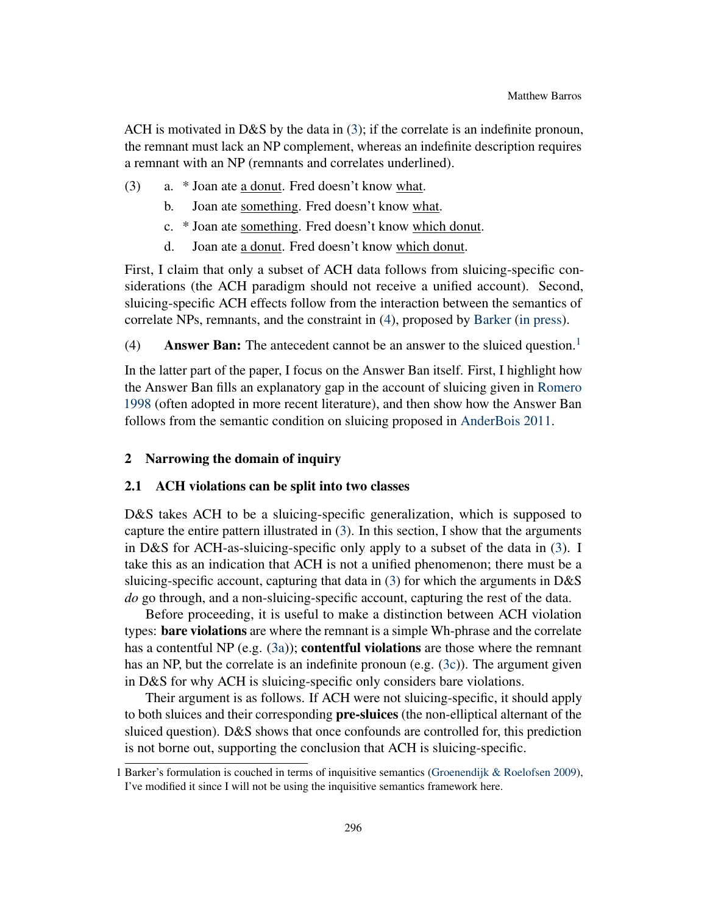ACH is motivated in D&S by the data in (3); if the correlate is an indefinite pronoun, the remnant must lack an NP complement, whereas an indefinite description requires a remnant with an NP (remnants and correlates underlined).

(3) a. * Joan ate <u>a donut</u>. Fred doesn't know <u>what</u>.

b. Joan ate <u>something</u>. Fred doesn't know <u>what</u>.

c. * Joan ate <u>something</u>. Fred doesn't know <u>which donut</u>.

d. Joan ate <u>a donut</u>. Fred doesn't know <u>which donut</u>.

First, I claim that only a subset of ACH data follows from sluicing-specific considerations (the ACH paradigm should not receive a unified account). Second, sluicing-specific ACH effects follow from the interaction between the semantics of correlate NPs, remnants, and the constraint in (4), proposed by Barker (in press).

(4) **Answer Ban:** The antecedent cannot be an answer to the sluiced question.[1]

In the latter part of the paper, I focus on the Answer Ban itself. First, I highlight how the Answer Ban fills an explanatory gap in the account of sluicing given in Romero 1998 (often adopted in more recent literature), and then show how the Answer Ban follows from the semantic condition on sluicing proposed in AnderBois 2011.

## 2 Narrowing the domain of inquiry

### 2.1 ACH violations can be split into two classes

D&S takes ACH to be a sluicing-specific generalization, which is supposed to capture the entire pattern illustrated in (3). In this section, I show that the arguments in D&S for ACH-as-sluicing-specific only apply to a subset of the data in (3). I take this as an indication that ACH is not a unified phenomenon; there must be a sluicing-specific account, capturing that data in (3) for which the arguments in D&S *do* go through, and a non-sluicing-specific account, capturing the rest of the data.

Before proceeding, it is useful to make a distinction between ACH violation types: **bare violations** are where the remnant is a simple Wh-phrase and the correlate has a contentful NP (e.g. (3a)); **contentful violations** are those where the remnant has an NP, but the correlate is an indefinite pronoun (e.g. (3c)). The argument given in D&S for why ACH is sluicing-specific only considers bare violations.

Their argument is as follows. If ACH were not sluicing-specific, it should apply to both sluices and their corresponding **pre-sluices** (the non-elliptical alternant of the sluiced question). D&S shows that once confounds are controlled for, this prediction is not borne out, supporting the conclusion that ACH is sluicing-specific.

---

1 Barker's formulation is couched in terms of inquisitive semantics (Groenendijk & Roelofsen 2009), I've modified it since I will not be using the inquisitive semantics framework here.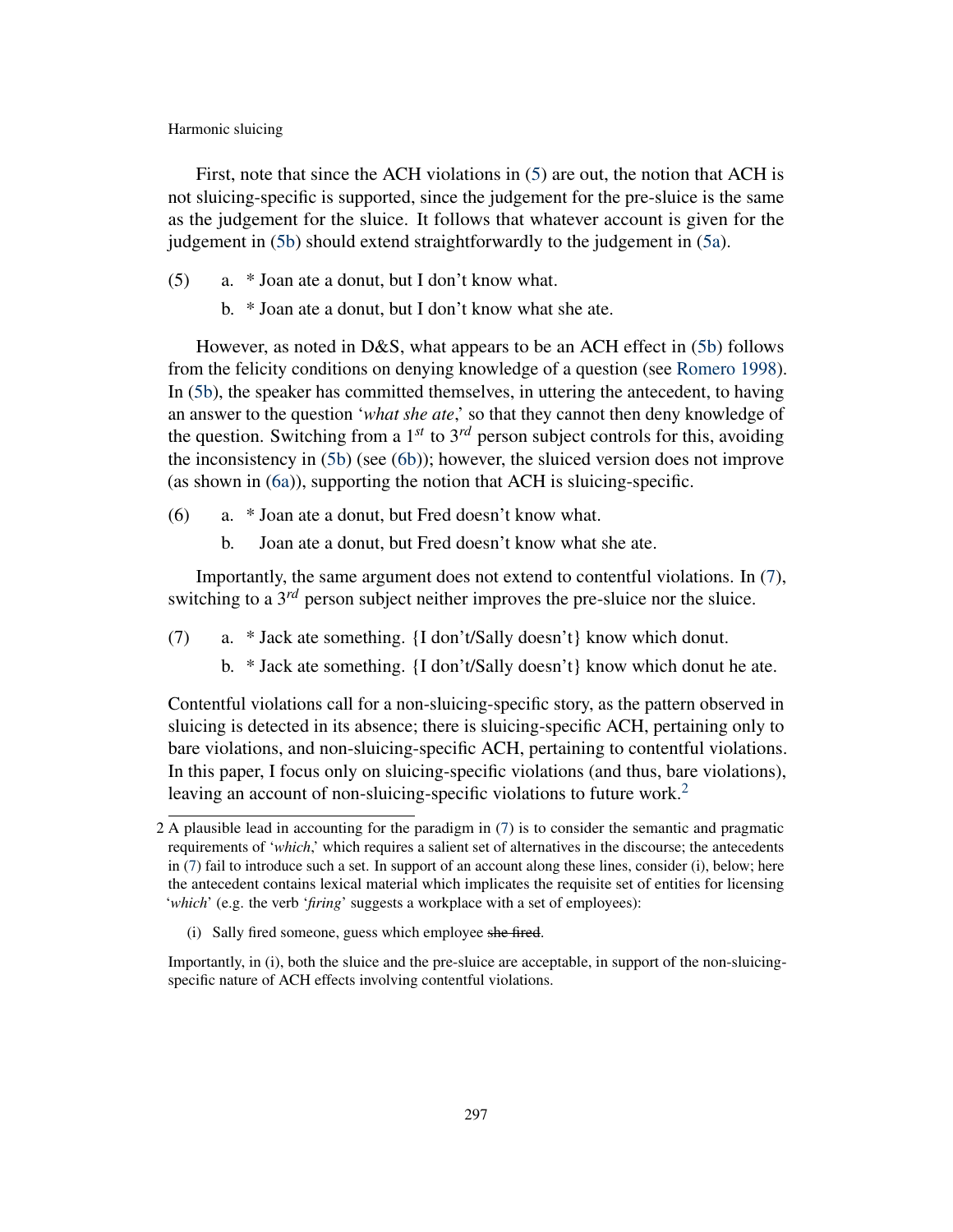First, note that since the ACH violations in (5) are out, the notion that ACH is not sluicing-specific is supported, since the judgement for the pre-sluice is the same as the judgement for the sluice. It follows that whatever account is given for the judgement in (5b) should extend straightforwardly to the judgement in (5a).

(5) a. * Joan ate a donut, but I don't know what.

b. * Joan ate a donut, but I don't know what she ate.

However, as noted in D&S, what appears to be an ACH effect in (5b) follows from the felicity conditions on denying knowledge of a question (see Romero 1998). In (5b), the speaker has committed themselves, in uttering the antecedent, to having an answer to the question '*what she ate*,' so that they cannot then deny knowledge of the question. Switching from a $1^{st}$ to $3^{rd}$ person subject controls for this, avoiding the inconsistency in (5b) (see (6b)); however, the sluiced version does not improve (as shown in (6a)), supporting the notion that ACH is sluicing-specific.

(6) a. * Joan ate a donut, but Fred doesn't know what.

b. Joan ate a donut, but Fred doesn't know what she ate.

Importantly, the same argument does not extend to contentful violations. In (7), switching to a $3^{rd}$ person subject neither improves the pre-sluice nor the sluice.

(7) a. * Jack ate something. {I don't/Sally doesn't} know which donut.

b. * Jack ate something. {I don't/Sally doesn't} know which donut he ate.

Contentful violations call for a non-sluicing-specific story, as the pattern observed in sluicing is detected in its absence; there is sluicing-specific ACH, pertaining only to bare violations, and non-sluicing-specific ACH, pertaining to contentful violations. In this paper, I focus only on sluicing-specific violations (and thus, bare violations), leaving an account of non-sluicing-specific violations to future work.[2]

---

2 A plausible lead in accounting for the paradigm in (7) is to consider the semantic and pragmatic requirements of '*which*,' which requires a salient set of alternatives in the discourse; the antecedents in (7) fail to introduce such a set. In support of an account along these lines, consider (i), below; here the antecedent contains lexical material which implicates the requisite set of entities for licensing '*which*' (e.g. the verb '*firing*' suggests a workplace with a set of employees):

(i) Sally fired someone, guess which employee ~~she fired~~.

Importantly, in (i), both the sluice and the pre-sluice are acceptable, in support of the non-sluicing-specific nature of ACH effects involving contentful violations.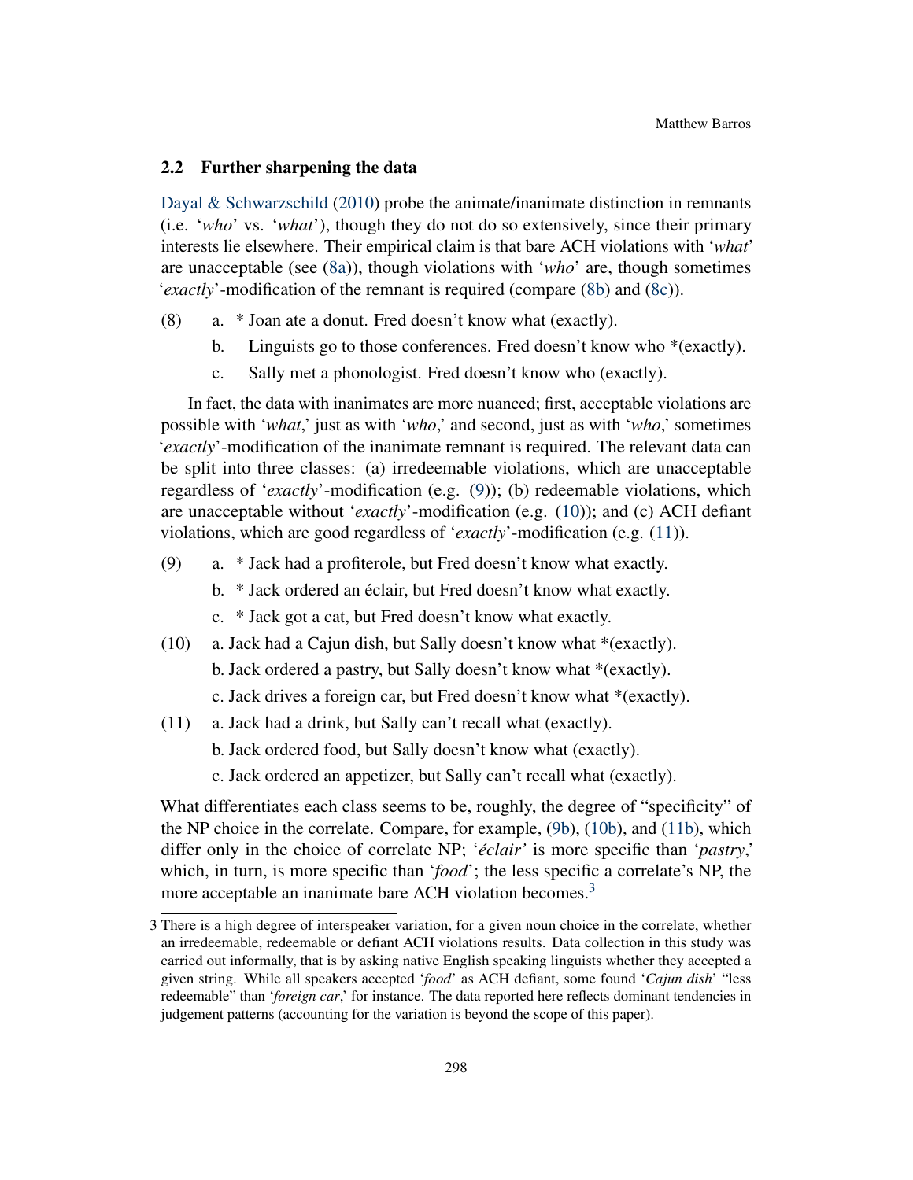### 2.2 Further sharpening the data

Dayal & Schwarzschild (2010) probe the animate/inanimate distinction in remnants (i.e. '*who*' vs. '*what*'), though they do not do so extensively, since their primary interests lie elsewhere. Their empirical claim is that bare ACH violations with '*what*' are unacceptable (see (8a)), though violations with '*who*' are, though sometimes '*exactly*'-modification of the remnant is required (compare (8b) and (8c)).

(8)
   a. * Joan ate a donut. Fred doesn't know what (exactly).
   b. Linguists go to those conferences. Fred doesn't know who *(exactly).
   c. Sally met a phonologist. Fred doesn't know who (exactly).

In fact, the data with inanimates are more nuanced; first, acceptable violations are possible with '*what*,' just as with '*who*,' and second, just as with '*who*,' sometimes '*exactly*'-modification of the inanimate remnant is required. The relevant data can be split into three classes: (a) irredeemable violations, which are unacceptable regardless of '*exactly*'-modification (e.g. (9)); (b) redeemable violations, which are unacceptable without '*exactly*'-modification (e.g. (10)); and (c) ACH defiant violations, which are good regardless of '*exactly*'-modification (e.g. (11)).

(9)
   a. * Jack had a profiterole, but Fred doesn't know what exactly.
   b. * Jack ordered an éclair, but Fred doesn't know what exactly.
   c. * Jack got a cat, but Fred doesn't know what exactly.

(10)
   a. Jack had a Cajun dish, but Sally doesn't know what *(exactly).
   b. Jack ordered a pastry, but Sally doesn't know what *(exactly).
   c. Jack drives a foreign car, but Fred doesn't know what *(exactly).

(11)
   a. Jack had a drink, but Sally can't recall what (exactly).
   b. Jack ordered food, but Sally doesn't know what (exactly).
   c. Jack ordered an appetizer, but Sally can't recall what (exactly).

What differentiates each class seems to be, roughly, the degree of "specificity" of the NP choice in the correlate. Compare, for example, (9b), (10b), and (11b), which differ only in the choice of correlate NP; '*éclair'* is more specific than '*pastry*,' which, in turn, is more specific than '*food*'; the less specific a correlate's NP, the more acceptable an inanimate bare ACH violation becomes.[3]

3 There is a high degree of interspeaker variation, for a given noun choice in the correlate, whether an irredeemable, redeemable or defiant ACH violations results. Data collection in this study was carried out informally, that is by asking native English speaking linguists whether they accepted a given string. While all speakers accepted '*food*' as ACH defiant, some found '*Cajun dish*' "less redeemable" than '*foreign car*,' for instance. The data reported here reflects dominant tendencies in judgement patterns (accounting for the variation is beyond the scope of this paper).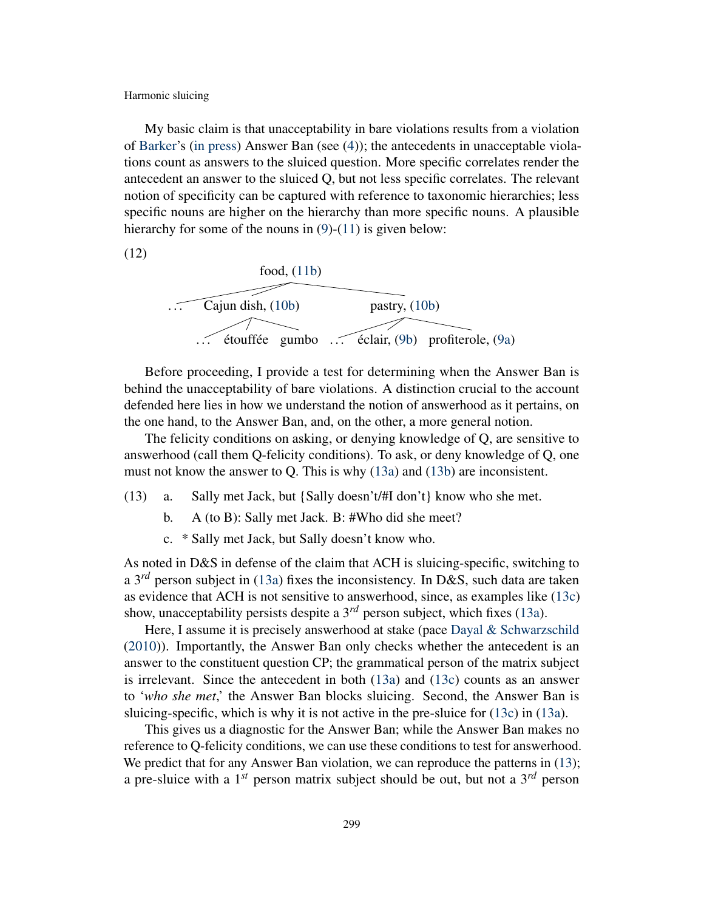My basic claim is that unacceptability in bare violations results from a violation of Barker's (in press) Answer Ban (see (4)); the antecedents in unacceptable violations count as answers to the sluiced question. More specific correlates render the antecedent an answer to the sluiced Q, but not less specific correlates. The relevant notion of specificity can be captured with reference to taxonomic hierarchies; less specific nouns are higher on the hierarchy than more specific nouns. A plausible hierarchy for some of the nouns in (9)-(11) is given below:

(12)

```
                    food, (11b)
          /         |              \
       ...   Cajun dish, (10b)       pastry, (10b)
              /      |     \          /      |        \
           ...  étouffée  gumbo    ...  éclair, (9b)  profiterole, (9a)
```

Before proceeding, I provide a test for determining when the Answer Ban is behind the unacceptability of bare violations. A distinction crucial to the account defended here lies in how we understand the notion of answerhood as it pertains, on the one hand, to the Answer Ban, and, on the other, a more general notion.

The felicity conditions on asking, or denying knowledge of Q, are sensitive to answerhood (call them Q-felicity conditions). To ask, or deny knowledge of Q, one must not know the answer to Q. This is why (13a) and (13b) are inconsistent.

(13) a. Sally met Jack, but {Sally doesn't/#I don't} know who she met.

b. A (to B): Sally met Jack. B: #Who did she meet?

c. * Sally met Jack, but Sally doesn't know who.

As noted in D&S in defense of the claim that ACH is sluicing-specific, switching to a 3rd person subject in (13a) fixes the inconsistency. In D&S, such data are taken as evidence that ACH is not sensitive to answerhood, since, as examples like (13c) show, unacceptability persists despite a 3rd person subject, which fixes (13a).

Here, I assume it is precisely answerhood at stake (pace Dayal & Schwarzschild (2010)). Importantly, the Answer Ban only checks whether the antecedent is an answer to the constituent question CP; the grammatical person of the matrix subject is irrelevant. Since the antecedent in both (13a) and (13c) counts as an answer to '*who she met*,' the Answer Ban blocks sluicing. Second, the Answer Ban is sluicing-specific, which is why it is not active in the pre-sluice for (13c) in (13a).

This gives us a diagnostic for the Answer Ban; while the Answer Ban makes no reference to Q-felicity conditions, we can use these conditions to test for answerhood. We predict that for any Answer Ban violation, we can reproduce the patterns in (13); a pre-sluice with a 1st person matrix subject should be out, but not a 3rd person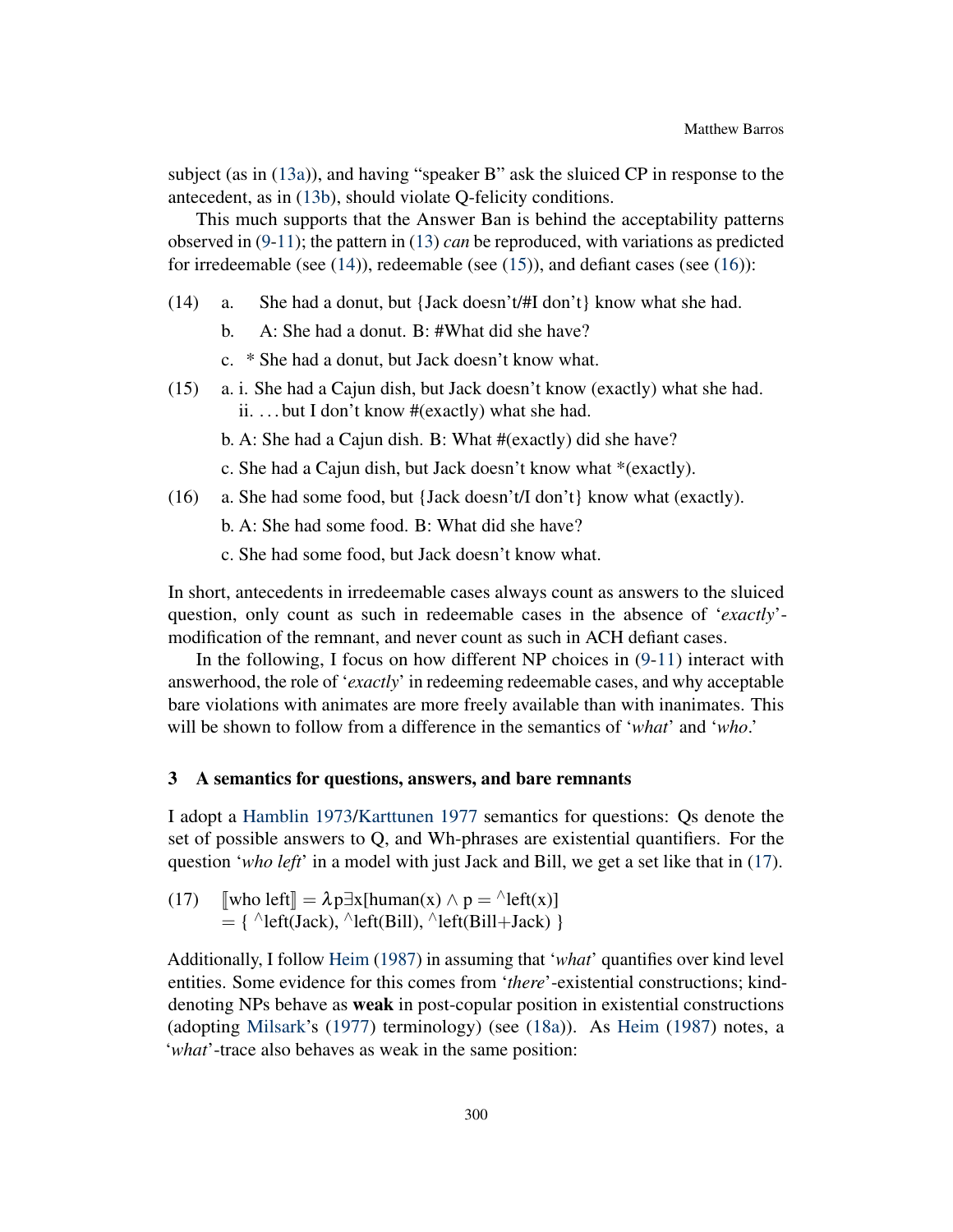subject (as in (13a)), and having "speaker B" ask the sluiced CP in response to the antecedent, as in (13b), should violate Q-felicity conditions.

This much supports that the Answer Ban is behind the acceptability patterns observed in (9-11); the pattern in (13) *can* be reproduced, with variations as predicted for irredeemable (see (14)), redeemable (see (15)), and defiant cases (see (16)):

(14) a. She had a donut, but {Jack doesn't/#I don't} know what she had.

b. A: She had a donut. B: #What did she have?

c. * She had a donut, but Jack doesn't know what.

(15) a. i. She had a Cajun dish, but Jack doesn't know (exactly) what she had.

ii. . . . but I don't know #(exactly) what she had.

b. A: She had a Cajun dish. B: What #(exactly) did she have?

c. She had a Cajun dish, but Jack doesn't know what *(exactly).

(16) a. She had some food, but {Jack doesn't/I don't} know what (exactly).

b. A: She had some food. B: What did she have?

c. She had some food, but Jack doesn't know what.

In short, antecedents in irredeemable cases always count as answers to the sluiced question, only count as such in redeemable cases in the absence of '*exactly*'-modification of the remnant, and never count as such in ACH defiant cases.

In the following, I focus on how different NP choices in (9-11) interact with answerhood, the role of '*exactly*' in redeeming redeemable cases, and why acceptable bare violations with animates are more freely available than with inanimates. This will be shown to follow from a difference in the semantics of '*what*' and '*who*.'

## 3 A semantics for questions, answers, and bare remnants

I adopt a Hamblin 1973/Karttunen 1977 semantics for questions: Qs denote the set of possible answers to Q, and Wh-phrases are existential quantifiers. For the question '*who left*' in a model with just Jack and Bill, we get a set like that in (17).

(17) $[\![\text{who left}]\!] = \lambda p \exists x[\text{human}(x) \wedge p = {}^\wedge\text{left}(x)]$
$= \{ {}^\wedge\text{left(Jack)}, {}^\wedge\text{left(Bill)}, {}^\wedge\text{left(Bill+Jack)} \}$

Additionally, I follow Heim (1987) in assuming that '*what*' quantifies over kind level entities. Some evidence for this comes from '*there*'-existential constructions; kind-denoting NPs behave as **weak** in post-copular position in existential constructions (adopting Milsark's (1977) terminology) (see (18a)). As Heim (1987) notes, a '*what*'-trace also behaves as weak in the same position: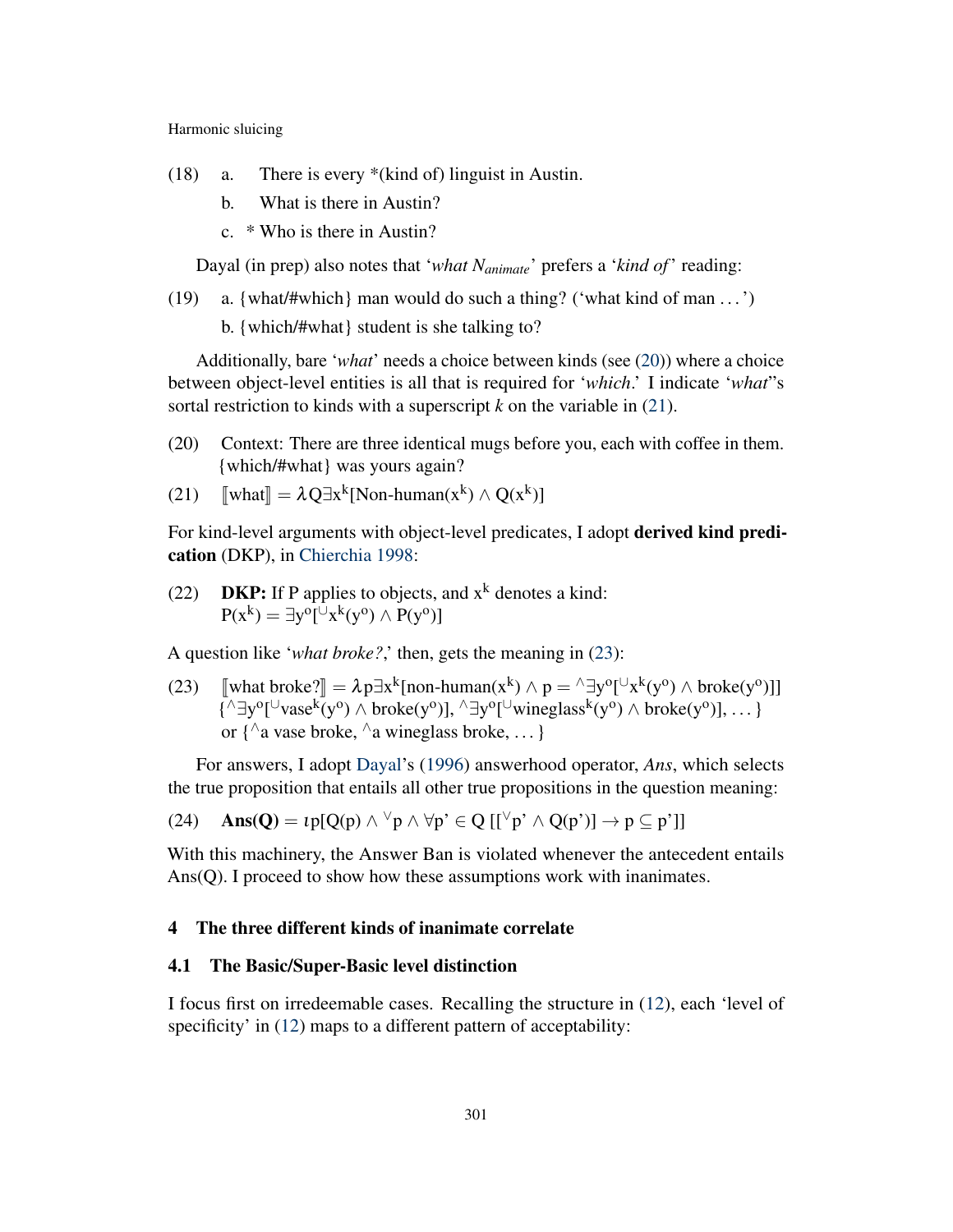(18) a. There is every *(kind of) linguist in Austin.

b. What is there in Austin?

c. * Who is there in Austin?

Dayal (in prep) also notes that '*what* $N_{animate}$' prefers a '*kind of*' reading:

(19) a. {what/#which} man would do such a thing? ('what kind of man ...')

b. {which/#what} student is she talking to?

Additionally, bare '*what*' needs a choice between kinds (see (20)) where a choice between object-level entities is all that is required for '*which*.' I indicate '*what*''s sortal restriction to kinds with a superscript *k* on the variable in (21).

(20) Context: There are three identical mugs before you, each with coffee in them. {which/#what} was yours again?

(21) $[\![\text{what}]\!] = \lambda Q \exists x^k[\text{Non-human}(x^k) \wedge Q(x^k)]$

For kind-level arguments with object-level predicates, I adopt **derived kind predication** (DKP), in Chierchia 1998:

(22) **DKP:** If P applies to objects, and $x^k$ denotes a kind:
$P(x^k) = \exists y^o[{}^{\cup}x^k(y^o) \wedge P(y^o)]$

A question like '*what broke?*,' then, gets the meaning in (23):

(23) $[\![\text{what broke?}]\!] = \lambda p \exists x^k[\text{non-human}(x^k) \wedge p = {}^{\wedge}\exists y^o[{}^{\cup}x^k(y^o) \wedge \text{broke}(y^o)]]$
$\{{}^{\wedge}\exists y^o[{}^{\cup}\text{vase}^k(y^o) \wedge \text{broke}(y^o)], {}^{\wedge}\exists y^o[{}^{\cup}\text{wineglass}^k(y^o) \wedge \text{broke}(y^o)], \ldots\}$
or $\{{}^{\wedge}\text{a vase broke}, {}^{\wedge}\text{a wineglass broke}, \ldots\}$

For answers, I adopt Dayal's (1996) answerhood operator, *Ans*, which selects the true proposition that entails all other true propositions in the question meaning:

(24) $\textbf{Ans(Q)} = \iota p[Q(p) \wedge {}^{\vee}p \wedge \forall p' \in Q\,[[{}^{\vee}p' \wedge Q(p')] \rightarrow p \subseteq p']]$

With this machinery, the Answer Ban is violated whenever the antecedent entails Ans(Q). I proceed to show how these assumptions work with inanimates.

## 4 The three different kinds of inanimate correlate

### 4.1 The Basic/Super-Basic level distinction

I focus first on irredeemable cases. Recalling the structure in (12), each 'level of specificity' in (12) maps to a different pattern of acceptability: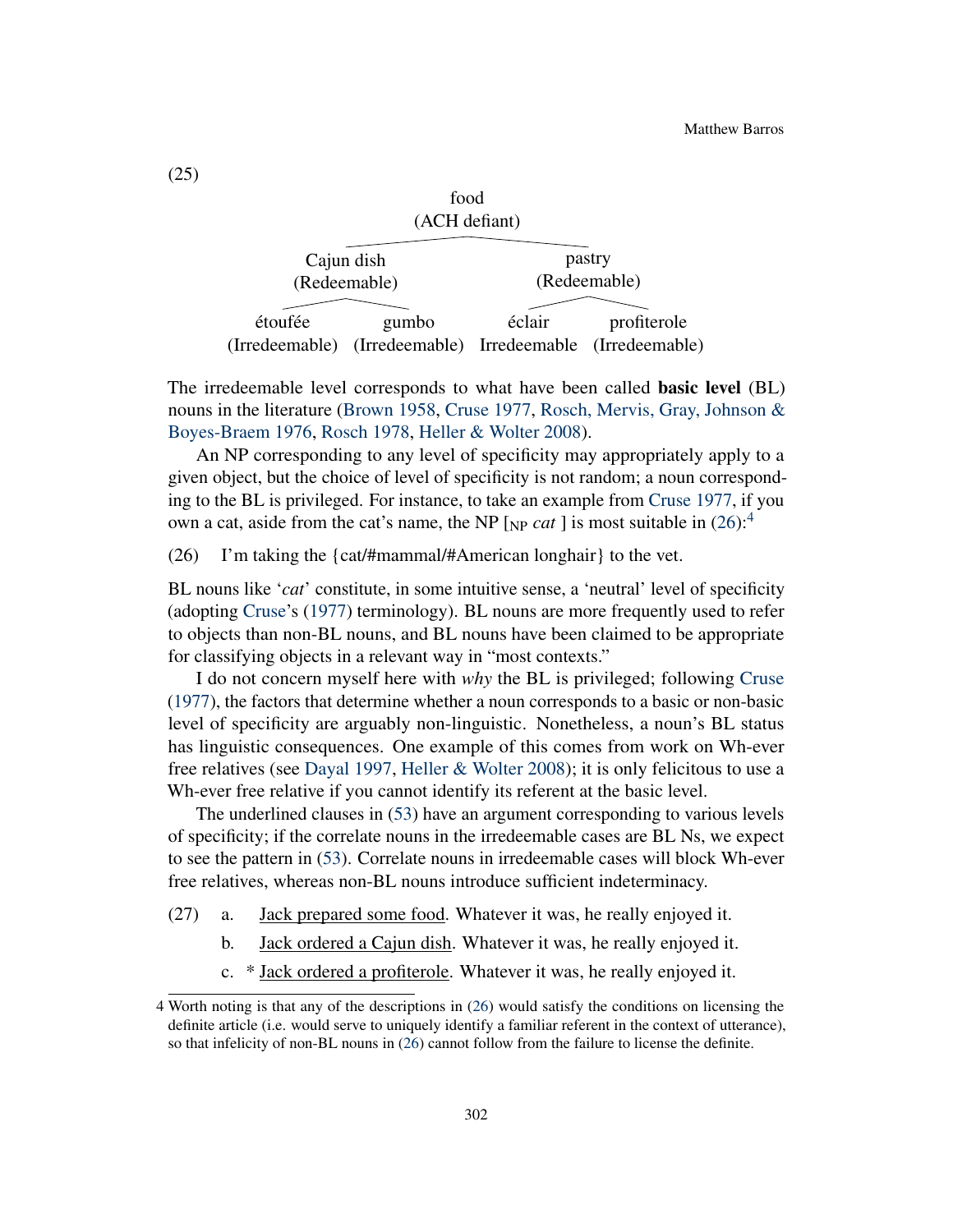(25)

```
                              food
                          (ACH defiant)
                 ┌─────────────┴─────────────┐
            Cajun dish                     pastry
           (Redeemable)                 (Redeemable)
         ┌──────┴──────┐             ┌──────┴──────┐
     étoufée         gumbo         éclair       profiterole
 (Irredeemable) (Irredeemable)  Irredeemable (Irredeemable)
```

The irredeemable level corresponds to what have been called **basic level** (BL) nouns in the literature (Brown 1958, Cruse 1977, Rosch, Mervis, Gray, Johnson & Boyes-Braem 1976, Rosch 1978, Heller & Wolter 2008).

An NP corresponding to any level of specificity may appropriately apply to a given object, but the choice of level of specificity is not random; a noun corresponding to the BL is privileged. For instance, to take an example from Cruse 1977, if you own a cat, aside from the cat's name, the NP [$_{\text{NP}}$ *cat* ] is most suitable in (26):[4]

(26) I'm taking the {cat/#mammal/#American longhair} to the vet.

BL nouns like '*cat*' constitute, in some intuitive sense, a 'neutral' level of specificity (adopting Cruse's (1977) terminology). BL nouns are more frequently used to refer to objects than non-BL nouns, and BL nouns have been claimed to be appropriate for classifying objects in a relevant way in "most contexts."

I do not concern myself here with *why* the BL is privileged; following Cruse (1977), the factors that determine whether a noun corresponds to a basic or non-basic level of specificity are arguably non-linguistic. Nonetheless, a noun's BL status has linguistic consequences. One example of this comes from work on Wh-ever free relatives (see Dayal 1997, Heller & Wolter 2008); it is only felicitous to use a Wh-ever free relative if you cannot identify its referent at the basic level.

The underlined clauses in (53) have an argument corresponding to various levels of specificity; if the correlate nouns in the irredeemable cases are BL Ns, we expect to see the pattern in (53). Correlate nouns in irredeemable cases will block Wh-ever free relatives, whereas non-BL nouns introduce sufficient indeterminacy.

(27) a. <u>Jack prepared some food</u>. Whatever it was, he really enjoyed it.
 b. <u>Jack ordered a Cajun dish</u>. Whatever it was, he really enjoyed it.
 c. * <u>Jack ordered a profiterole</u>. Whatever it was, he really enjoyed it.

---

4 Worth noting is that any of the descriptions in (26) would satisfy the conditions on licensing the definite article (i.e. would serve to uniquely identify a familiar referent in the context of utterance), so that infelicity of non-BL nouns in (26) cannot follow from the failure to license the definite.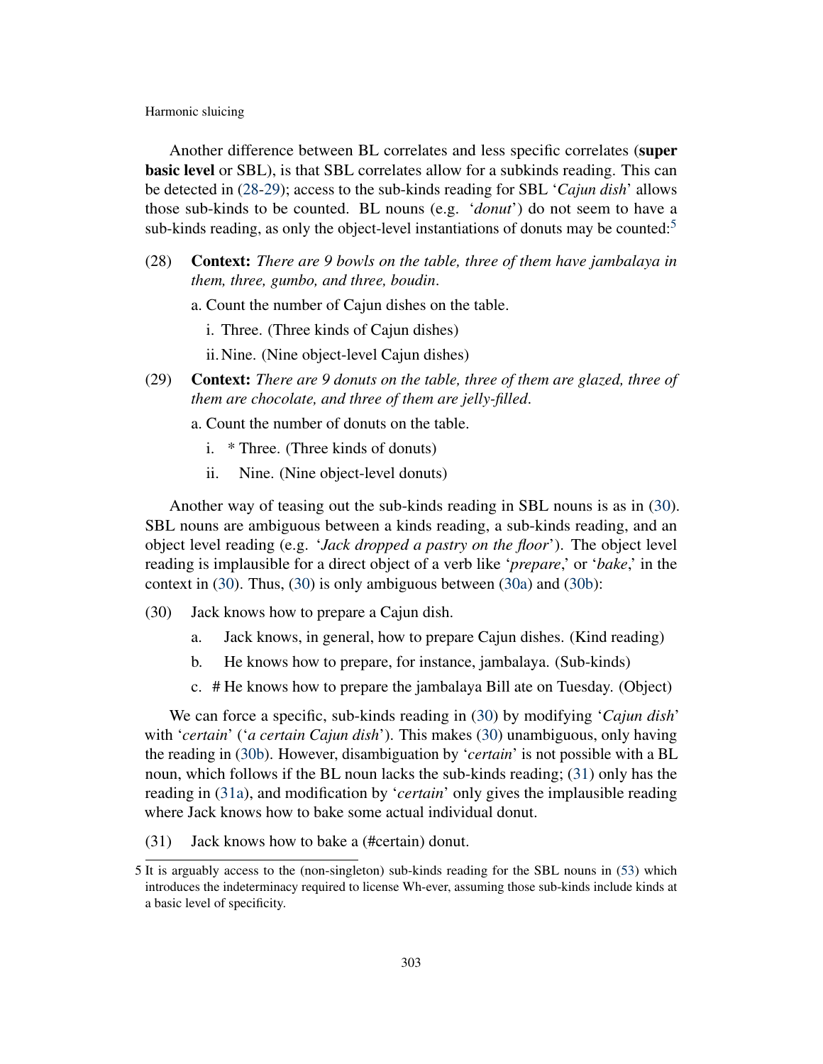Another difference between BL correlates and less specific correlates (**super basic level** or SBL), is that SBL correlates allow for a subkinds reading. This can be detected in (28-29); access to the sub-kinds reading for SBL '*Cajun dish*' allows those sub-kinds to be counted. BL nouns (e.g. '*donut*') do not seem to have a sub-kinds reading, as only the object-level instantiations of donuts may be counted:[5]

(28) **Context:** *There are 9 bowls on the table, three of them have jambalaya in them, three, gumbo, and three, boudin.*

a. Count the number of Cajun dishes on the table.

i. Three. (Three kinds of Cajun dishes)

ii. Nine. (Nine object-level Cajun dishes)

(29) **Context:** *There are 9 donuts on the table, three of them are glazed, three of them are chocolate, and three of them are jelly-filled.*

a. Count the number of donuts on the table.

i. * Three. (Three kinds of donuts)

ii. Nine. (Nine object-level donuts)

Another way of teasing out the sub-kinds reading in SBL nouns is as in (30). SBL nouns are ambiguous between a kinds reading, a sub-kinds reading, and an object level reading (e.g. '*Jack dropped a pastry on the floor*'). The object level reading is implausible for a direct object of a verb like '*prepare*,' or '*bake*,' in the context in (30). Thus, (30) is only ambiguous between (30a) and (30b):

(30) Jack knows how to prepare a Cajun dish.

a. Jack knows, in general, how to prepare Cajun dishes. (Kind reading)

b. He knows how to prepare, for instance, jambalaya. (Sub-kinds)

c. # He knows how to prepare the jambalaya Bill ate on Tuesday. (Object)

We can force a specific, sub-kinds reading in (30) by modifying '*Cajun dish*' with '*certain*' ('*a certain Cajun dish*'). This makes (30) unambiguous, only having the reading in (30b). However, disambiguation by '*certain*' is not possible with a BL noun, which follows if the BL noun lacks the sub-kinds reading; (31) only has the reading in (31a), and modification by '*certain*' only gives the implausible reading where Jack knows how to bake some actual individual donut.

(31) Jack knows how to bake a (#certain) donut.

---

5 It is arguably access to the (non-singleton) sub-kinds reading for the SBL nouns in (53) which introduces the indeterminacy required to license Wh-ever, assuming those sub-kinds include kinds at a basic level of specificity.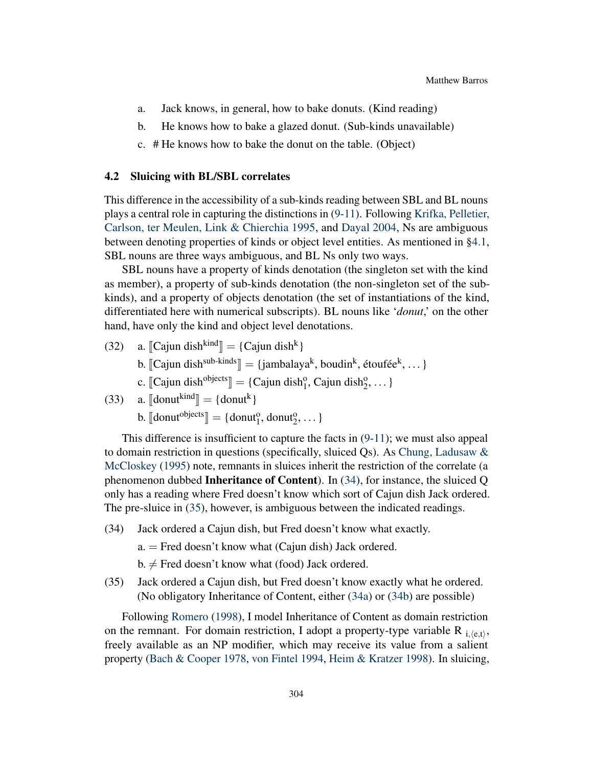a. Jack knows, in general, how to bake donuts. (Kind reading)

b. He knows how to bake a glazed donut. (Sub-kinds unavailable)

c. # He knows how to bake the donut on the table. (Object)

### 4.2 Sluicing with BL/SBL correlates

This difference in the accessibility of a sub-kinds reading between SBL and BL nouns plays a central role in capturing the distinctions in (9-11). Following Krifka, Pelletier, Carlson, ter Meulen, Link & Chierchia 1995, and Dayal 2004, Ns are ambiguous between denoting properties of kinds or object level entities. As mentioned in §4.1, SBL nouns are three ways ambiguous, and BL Ns only two ways.

SBL nouns have a property of kinds denotation (the singleton set with the kind as member), a property of sub-kinds denotation (the non-singleton set of the sub-kinds), and a property of objects denotation (the set of instantiations of the kind, differentiated here with numerical subscripts). BL nouns like '*donut*,' on the other hand, have only the kind and object level denotations.

(32) a. $[\![\text{Cajun dish}^{\text{kind}}]\!] = \{\text{Cajun dish}^{\text{k}}\}$

b. $[\![\text{Cajun dish}^{\text{sub-kinds}}]\!] = \{\text{jambalaya}^{\text{k}}, \text{boudin}^{\text{k}}, \text{étoufée}^{\text{k}}, \dots\}$

c. $[\![\text{Cajun dish}^{\text{objects}}]\!] = \{\text{Cajun dish}^{\text{o}}_1, \text{Cajun dish}^{\text{o}}_2, \dots\}$

(33) a. $[\![\text{donut}^{\text{kind}}]\!] = \{\text{donut}^{\text{k}}\}$

b. $[\![\text{donut}^{\text{objects}}]\!] = \{\text{donut}^{\text{o}}_1, \text{donut}^{\text{o}}_2, \dots\}$

This difference is insufficient to capture the facts in (9-11); we must also appeal to domain restriction in questions (specifically, sluiced Qs). As Chung, Ladusaw & McCloskey (1995) note, remnants in sluices inherit the restriction of the correlate (a phenomenon dubbed **Inheritance of Content**). In (34), for instance, the sluiced Q only has a reading where Fred doesn't know which sort of Cajun dish Jack ordered. The pre-sluice in (35), however, is ambiguous between the indicated readings.

(34) Jack ordered a Cajun dish, but Fred doesn't know what exactly.

a. = Fred doesn't know what (Cajun dish) Jack ordered.

b. ≠ Fred doesn't know what (food) Jack ordered.

(35) Jack ordered a Cajun dish, but Fred doesn't know exactly what he ordered. (No obligatory Inheritance of Content, either (34a) or (34b) are possible)

Following Romero (1998), I model Inheritance of Content as domain restriction on the remnant. For domain restriction, I adopt a property-type variable $R_{\text{i},\langle e,t\rangle}$, freely available as an NP modifier, which may receive its value from a salient property (Bach & Cooper 1978, von Fintel 1994, Heim & Kratzer 1998). In sluicing,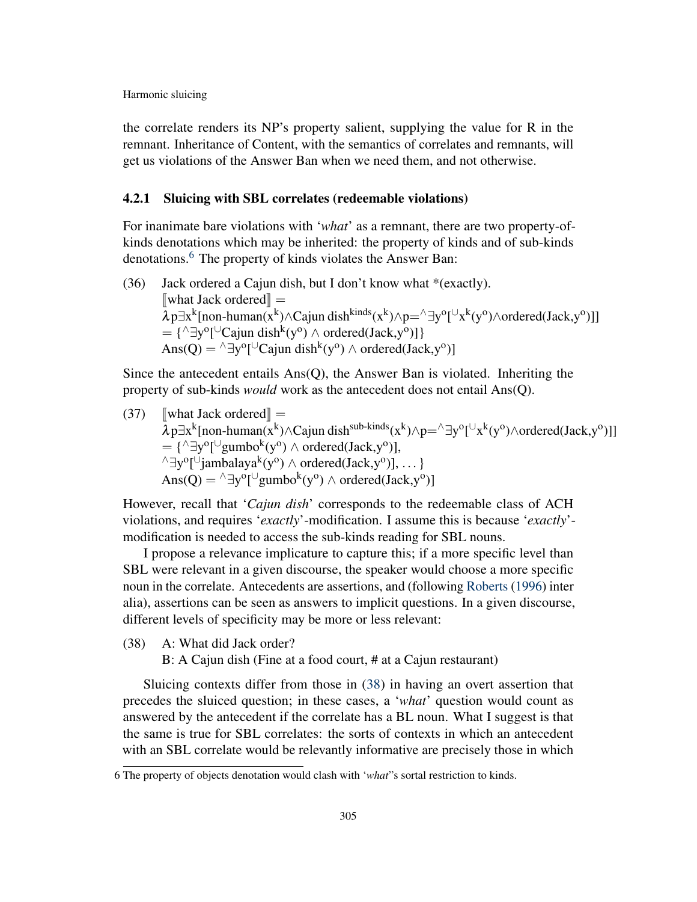the correlate renders its NP's property salient, supplying the value for R in the remnant. Inheritance of Content, with the semantics of correlates and remnants, will get us violations of the Answer Ban when we need them, and not otherwise.

### 4.2.1 Sluicing with SBL correlates (redeemable violations)

For inanimate bare violations with '*what*' as a remnant, there are two property-of-kinds denotations which may be inherited: the property of kinds and of sub-kinds denotations.[6] The property of kinds violates the Answer Ban:

(36) Jack ordered a Cajun dish, but I don't know what *(exactly).
$[\![\text{what Jack ordered}]\!] =$
$\lambda p \exists x^{k}[\text{non-human}(x^{k}) \wedge \text{Cajun dish}^{\text{kinds}}(x^{k}) \wedge p = {}^{\wedge}\exists y^{o}[{}^{\cup}x^{k}(y^{o}) \wedge \text{ordered}(\text{Jack}, y^{o})]]$
$= \{{}^{\wedge}\exists y^{o}[{}^{\cup}\text{Cajun dish}^{k}(y^{o}) \wedge \text{ordered}(\text{Jack}, y^{o})]\}$
$\text{Ans(Q)} = {}^{\wedge}\exists y^{o}[{}^{\cup}\text{Cajun dish}^{k}(y^{o}) \wedge \text{ordered}(\text{Jack}, y^{o})]$

Since the antecedent entails Ans(Q), the Answer Ban is violated. Inheriting the property of sub-kinds *would* work as the antecedent does not entail Ans(Q).

(37) $[\![\text{what Jack ordered}]\!] =$
$\lambda p \exists x^{k}[\text{non-human}(x^{k}) \wedge \text{Cajun dish}^{\text{sub-kinds}}(x^{k}) \wedge p = {}^{\wedge}\exists y^{o}[{}^{\cup}x^{k}(y^{o}) \wedge \text{ordered}(\text{Jack}, y^{o})]]$
$= \{{}^{\wedge}\exists y^{o}[{}^{\cup}\text{gumbo}^{k}(y^{o}) \wedge \text{ordered}(\text{Jack}, y^{o})],$
${}^{\wedge}\exists y^{o}[{}^{\cup}\text{jambalaya}^{k}(y^{o}) \wedge \text{ordered}(\text{Jack}, y^{o})], \ldots\}$
$\text{Ans(Q)} = {}^{\wedge}\exists y^{o}[{}^{\cup}\text{gumbo}^{k}(y^{o}) \wedge \text{ordered}(\text{Jack}, y^{o})]$

However, recall that '*Cajun dish*' corresponds to the redeemable class of ACH violations, and requires '*exactly*'-modification. I assume this is because '*exactly*'-modification is needed to access the sub-kinds reading for SBL nouns.

I propose a relevance implicature to capture this; if a more specific level than SBL were relevant in a given discourse, the speaker would choose a more specific noun in the correlate. Antecedents are assertions, and (following Roberts (1996) inter alia), assertions can be seen as answers to implicit questions. In a given discourse, different levels of specificity may be more or less relevant:

(38) A: What did Jack order?
B: A Cajun dish (Fine at a food court, # at a Cajun restaurant)

Sluicing contexts differ from those in (38) in having an overt assertion that precedes the sluiced question; in these cases, a '*what*' question would count as answered by the antecedent if the correlate has a BL noun. What I suggest is that the same is true for SBL correlates: the sorts of contexts in which an antecedent with an SBL correlate would be relevantly informative are precisely those in which

[6] The property of objects denotation would clash with '*what*''s sortal restriction to kinds.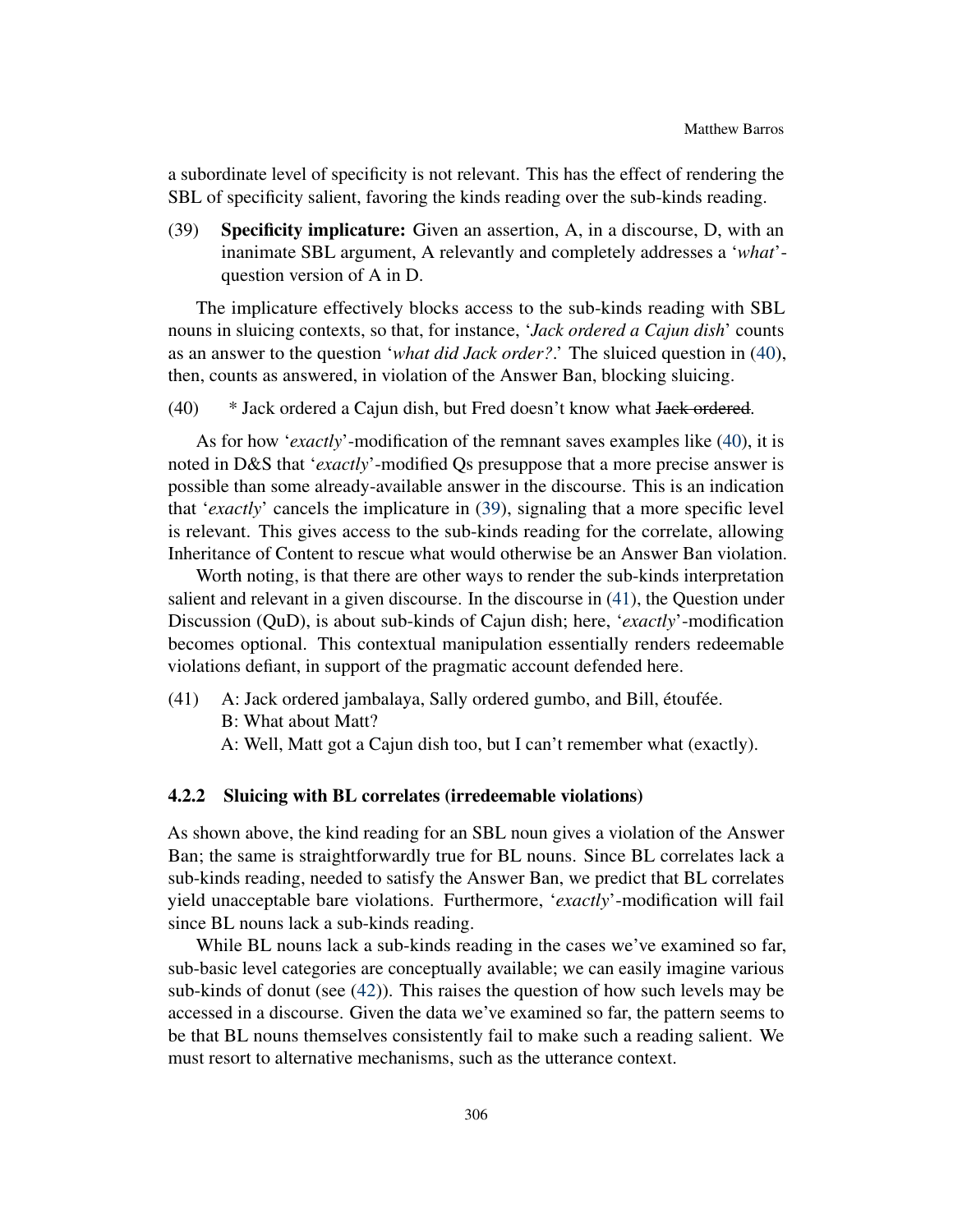a subordinate level of specificity is not relevant. This has the effect of rendering the SBL of specificity salient, favoring the kinds reading over the sub-kinds reading.

(39) **Specificity implicature:** Given an assertion, A, in a discourse, D, with an inanimate SBL argument, A relevantly and completely addresses a '*what*'-question version of A in D.

The implicature effectively blocks access to the sub-kinds reading with SBL nouns in sluicing contexts, so that, for instance, '*Jack ordered a Cajun dish*' counts as an answer to the question '*what did Jack order?*.' The sluiced question in (40), then, counts as answered, in violation of the Answer Ban, blocking sluicing.

(40) * Jack ordered a Cajun dish, but Fred doesn't know what ~~Jack ordered~~.

As for how '*exactly*'-modification of the remnant saves examples like (40), it is noted in D&S that '*exactly*'-modified Qs presuppose that a more precise answer is possible than some already-available answer in the discourse. This is an indication that '*exactly*' cancels the implicature in (39), signaling that a more specific level is relevant. This gives access to the sub-kinds reading for the correlate, allowing Inheritance of Content to rescue what would otherwise be an Answer Ban violation.

Worth noting, is that there are other ways to render the sub-kinds interpretation salient and relevant in a given discourse. In the discourse in (41), the Question under Discussion (QuD), is about sub-kinds of Cajun dish; here, '*exactly*'-modification becomes optional. This contextual manipulation essentially renders redeemable violations defiant, in support of the pragmatic account defended here.

(41) A: Jack ordered jambalaya, Sally ordered gumbo, and Bill, étoufée.
B: What about Matt?
A: Well, Matt got a Cajun dish too, but I can't remember what (exactly).

#### 4.2.2 Sluicing with BL correlates (irredeemable violations)

As shown above, the kind reading for an SBL noun gives a violation of the Answer Ban; the same is straightforwardly true for BL nouns. Since BL correlates lack a sub-kinds reading, needed to satisfy the Answer Ban, we predict that BL correlates yield unacceptable bare violations. Furthermore, '*exactly*'-modification will fail since BL nouns lack a sub-kinds reading.

While BL nouns lack a sub-kinds reading in the cases we've examined so far, sub-basic level categories are conceptually available; we can easily imagine various sub-kinds of donut (see (42)). This raises the question of how such levels may be accessed in a discourse. Given the data we've examined so far, the pattern seems to be that BL nouns themselves consistently fail to make such a reading salient. We must resort to alternative mechanisms, such as the utterance context.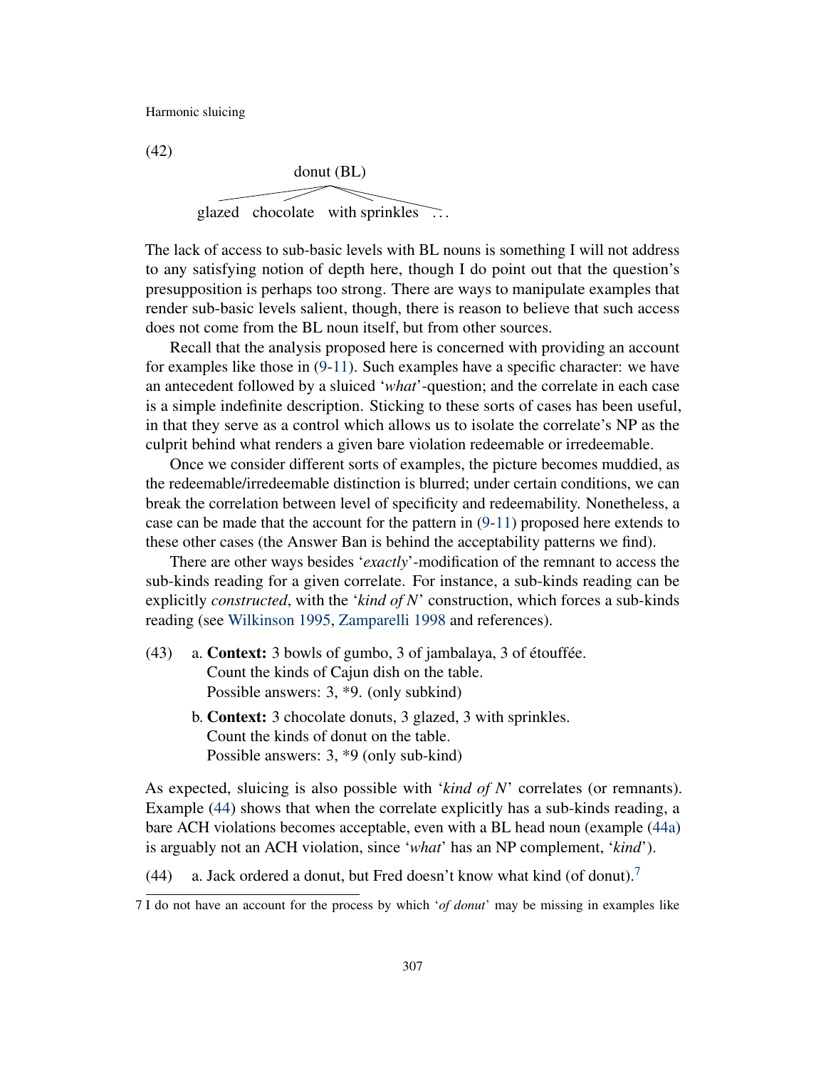(42)

donut (BL)

glazed  chocolate  with sprinkles  …

The lack of access to sub-basic levels with BL nouns is something I will not address to any satisfying notion of depth here, though I do point out that the question's presupposition is perhaps too strong. There are ways to manipulate examples that render sub-basic levels salient, though, there is reason to believe that such access does not come from the BL noun itself, but from other sources.

Recall that the analysis proposed here is concerned with providing an account for examples like those in (9-11). Such examples have a specific character: we have an antecedent followed by a sluiced '*what*'-question; and the correlate in each case is a simple indefinite description. Sticking to these sorts of cases has been useful, in that they serve as a control which allows us to isolate the correlate's NP as the culprit behind what renders a given bare violation redeemable or irredeemable.

Once we consider different sorts of examples, the picture becomes muddied, as the redeemable/irredeemable distinction is blurred; under certain conditions, we can break the correlation between level of specificity and redeemability. Nonetheless, a case can be made that the account for the pattern in (9-11) proposed here extends to these other cases (the Answer Ban is behind the acceptability patterns we find).

There are other ways besides '*exactly*'-modification of the remnant to access the sub-kinds reading for a given correlate. For instance, a sub-kinds reading can be explicitly *constructed*, with the '*kind of N*' construction, which forces a sub-kinds reading (see Wilkinson 1995, Zamparelli 1998 and references).

(43) a. **Context:** 3 bowls of gumbo, 3 of jambalaya, 3 of étouffée.
Count the kinds of Cajun dish on the table.
Possible answers: 3, *9. (only subkind)

b. **Context:** 3 chocolate donuts, 3 glazed, 3 with sprinkles.
Count the kinds of donut on the table.
Possible answers: 3, *9 (only sub-kind)

As expected, sluicing is also possible with '*kind of N*' correlates (or remnants). Example (44) shows that when the correlate explicitly has a sub-kinds reading, a bare ACH violations becomes acceptable, even with a BL head noun (example (44a) is arguably not an ACH violation, since '*what*' has an NP complement, '*kind*').

(44) a. Jack ordered a donut, but Fred doesn't know what kind (of donut).[7]

7 I do not have an account for the process by which '*of donut*' may be missing in examples like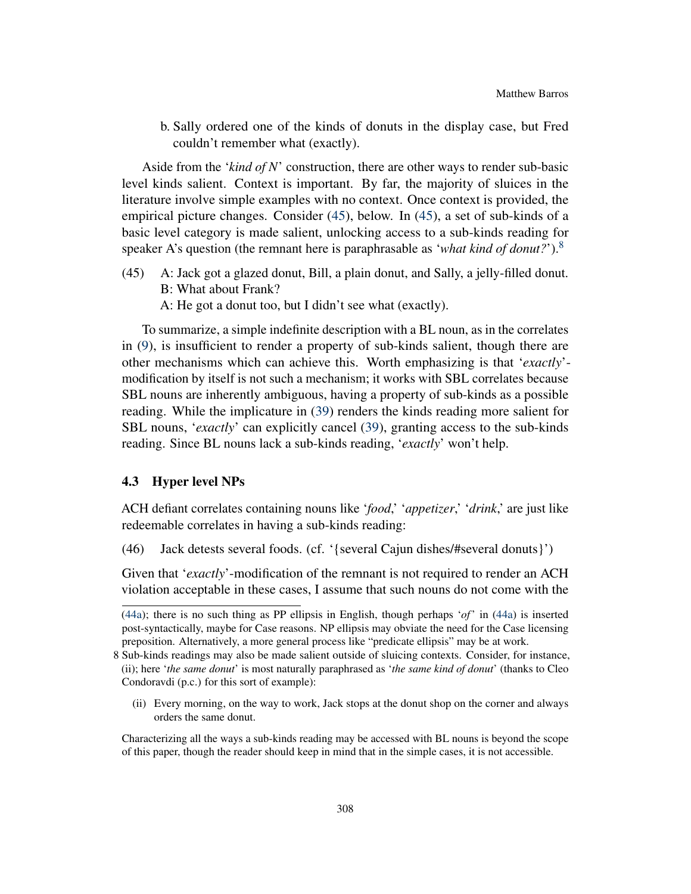b. Sally ordered one of the kinds of donuts in the display case, but Fred couldn't remember what (exactly).

Aside from the '*kind of N*' construction, there are other ways to render sub-basic level kinds salient. Context is important. By far, the majority of sluices in the literature involve simple examples with no context. Once context is provided, the empirical picture changes. Consider (45), below. In (45), a set of sub-kinds of a basic level category is made salient, unlocking access to a sub-kinds reading for speaker A's question (the remnant here is paraphrasable as '*what kind of donut?*').[8]

(45) A: Jack got a glazed donut, Bill, a plain donut, and Sally, a jelly-filled donut.
B: What about Frank?
A: He got a donut too, but I didn't see what (exactly).

To summarize, a simple indefinite description with a BL noun, as in the correlates in (9), is insufficient to render a property of sub-kinds salient, though there are other mechanisms which can achieve this. Worth emphasizing is that '*exactly*'-modification by itself is not such a mechanism; it works with SBL correlates because SBL nouns are inherently ambiguous, having a property of sub-kinds as a possible reading. While the implicature in (39) renders the kinds reading more salient for SBL nouns, '*exactly*' can explicitly cancel (39), granting access to the sub-kinds reading. Since BL nouns lack a sub-kinds reading, '*exactly*' won't help.

### 4.3 Hyper level NPs

ACH defiant correlates containing nouns like '*food*,' '*appetizer*,' '*drink*,' are just like redeemable correlates in having a sub-kinds reading:

(46) Jack detests several foods. (cf. '{several Cajun dishes/#several donuts}')

Given that '*exactly*'-modification of the remnant is not required to render an ACH violation acceptable in these cases, I assume that such nouns do not come with the

---

(44a); there is no such thing as PP ellipsis in English, though perhaps '*of*' in (44a) is inserted post-syntactically, maybe for Case reasons. NP ellipsis may obviate the need for the Case licensing preposition. Alternatively, a more general process like "predicate ellipsis" may be at work.

8 Sub-kinds readings may also be made salient outside of sluicing contexts. Consider, for instance, (ii); here '*the same donut*' is most naturally paraphrased as '*the same kind of donut*' (thanks to Cleo Condoravdi (p.c.) for this sort of example):

(ii) Every morning, on the way to work, Jack stops at the donut shop on the corner and always orders the same donut.

Characterizing all the ways a sub-kinds reading may be accessed with BL nouns is beyond the scope of this paper, though the reader should keep in mind that in the simple cases, it is not accessible.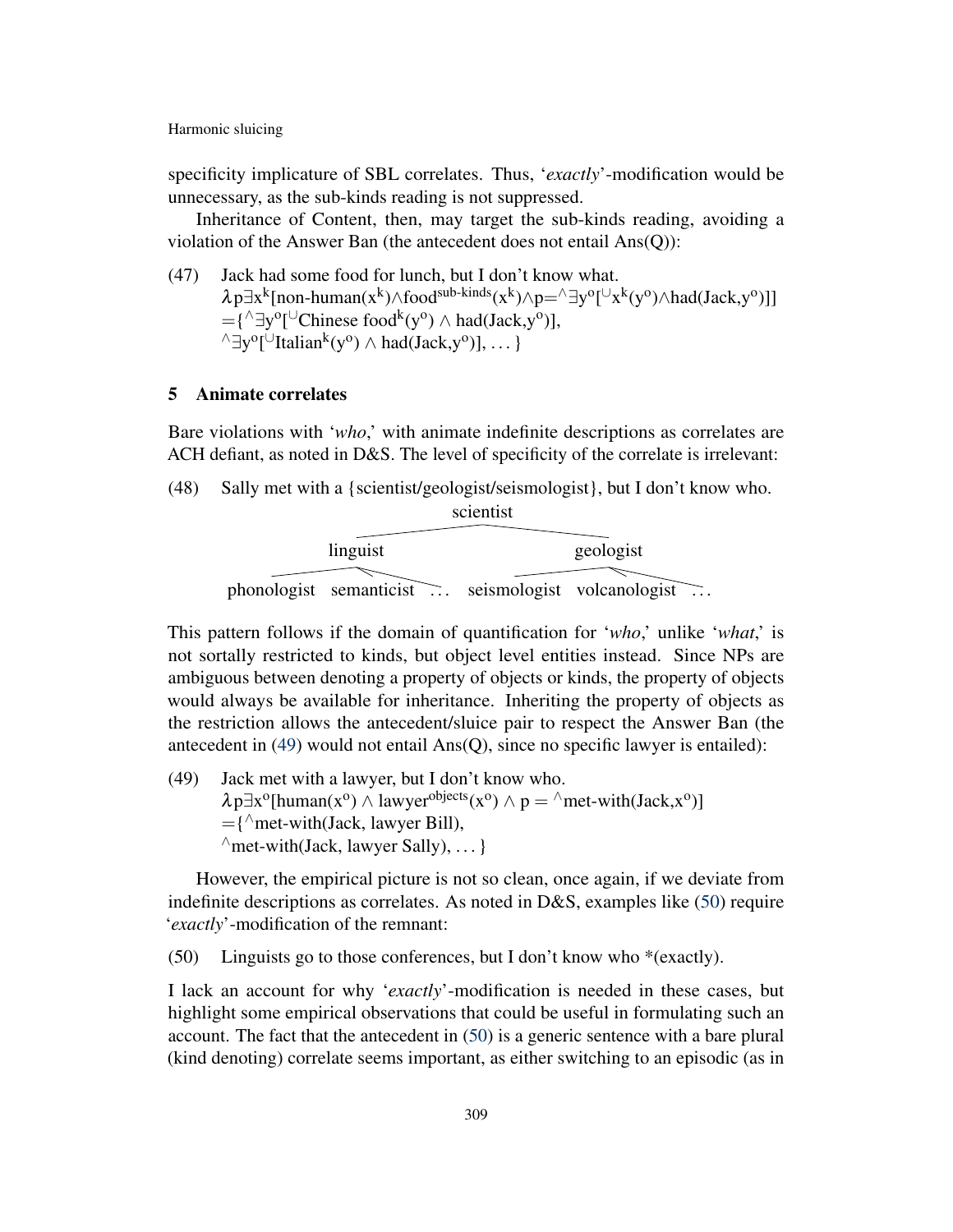specificity implicature of SBL correlates. Thus, ‘*exactly*’-modification would be unnecessary, as the sub-kinds reading is not suppressed.

Inheritance of Content, then, may target the sub-kinds reading, avoiding a violation of the Answer Ban (the antecedent does not entail Ans(Q)):

(47) Jack had some food for lunch, but I don’t know what.
$\lambda p \exists x^k[\text{non-human}(x^k) \wedge \text{food}^{\text{sub-kinds}}(x^k) \wedge p = {}^\wedge\exists y^o[{}^\cup x^k(y^o) \wedge \text{had}(\text{Jack}, y^o)]]$
$= \{{}^\wedge\exists y^o[{}^\cup\text{Chinese food}^k(y^o) \wedge \text{had}(\text{Jack}, y^o)],$
${}^\wedge\exists y^o[{}^\cup\text{Italian}^k(y^o) \wedge \text{had}(\text{Jack}, y^o)], \ldots\}$

## 5 Animate correlates

Bare violations with ‘*who*,’ with animate indefinite descriptions as correlates are ACH defiant, as noted in D&S. The level of specificity of the correlate is irrelevant:

(48) Sally met with a {scientist/geologist/seismologist}, but I don’t know who.

```
                              scientist
                  ____________/        \____________
            linguist                              geologist
         ___/   \___                           ___/    \___
phonologist  semanticist  ...        seismologist  volcanologist  ...
```

This pattern follows if the domain of quantification for ‘*who*,’ unlike ‘*what*,’ is not sortally restricted to kinds, but object level entities instead. Since NPs are ambiguous between denoting a property of objects or kinds, the property of objects would always be available for inheritance. Inheriting the property of objects as the restriction allows the antecedent/sluice pair to respect the Answer Ban (the antecedent in (49) would not entail Ans(Q), since no specific lawyer is entailed):

(49) Jack met with a lawyer, but I don’t know who.
$\lambda p \exists x^o[\text{human}(x^o) \wedge \text{lawyer}^{\text{objects}}(x^o) \wedge p = {}^\wedge\text{met-with}(\text{Jack}, x^o)]$
$= \{{}^\wedge\text{met-with}(\text{Jack, lawyer Bill}),$
${}^\wedge\text{met-with}(\text{Jack, lawyer Sally}), \ldots\}$

However, the empirical picture is not so clean, once again, if we deviate from indefinite descriptions as correlates. As noted in D&S, examples like (50) require ‘*exactly*’-modification of the remnant:

(50) Linguists go to those conferences, but I don’t know who *(exactly).

I lack an account for why ‘*exactly*’-modification is needed in these cases, but highlight some empirical observations that could be useful in formulating such an account. The fact that the antecedent in (50) is a generic sentence with a bare plural (kind denoting) correlate seems important, as either switching to an episodic (as in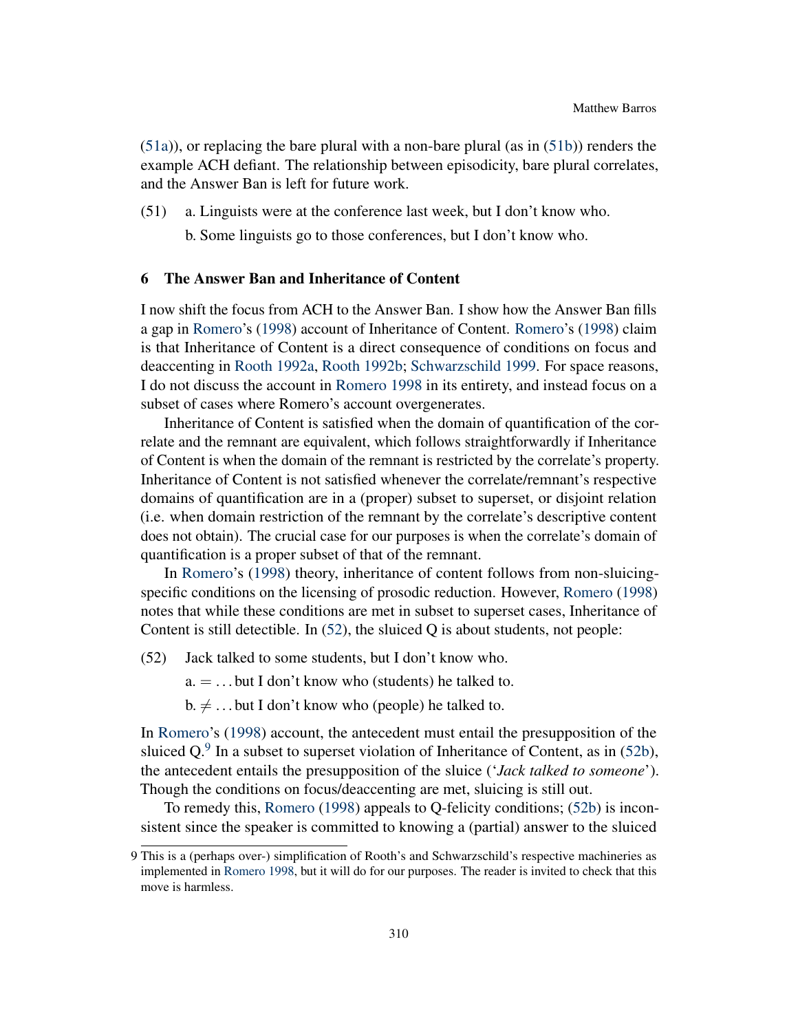(51a)), or replacing the bare plural with a non-bare plural (as in (51b)) renders the example ACH defiant. The relationship between episodicity, bare plural correlates, and the Answer Ban is left for future work.

(51) a. Linguists were at the conference last week, but I don't know who.

b. Some linguists go to those conferences, but I don't know who.

## 6 The Answer Ban and Inheritance of Content

I now shift the focus from ACH to the Answer Ban. I show how the Answer Ban fills a gap in Romero's (1998) account of Inheritance of Content. Romero's (1998) claim is that Inheritance of Content is a direct consequence of conditions on focus and deaccenting in Rooth 1992a, Rooth 1992b; Schwarzschild 1999. For space reasons, I do not discuss the account in Romero 1998 in its entirety, and instead focus on a subset of cases where Romero's account overgenerates.

Inheritance of Content is satisfied when the domain of quantification of the correlate and the remnant are equivalent, which follows straightforwardly if Inheritance of Content is when the domain of the remnant is restricted by the correlate's property. Inheritance of Content is not satisfied whenever the correlate/remnant's respective domains of quantification are in a (proper) subset to superset, or disjoint relation (i.e. when domain restriction of the remnant by the correlate's descriptive content does not obtain). The crucial case for our purposes is when the correlate's domain of quantification is a proper subset of that of the remnant.

In Romero's (1998) theory, inheritance of content follows from non-sluicing-specific conditions on the licensing of prosodic reduction. However, Romero (1998) notes that while these conditions are met in subset to superset cases, Inheritance of Content is still detectible. In (52), the sluiced Q is about students, not people:

(52) Jack talked to some students, but I don't know who.

a. = . . . but I don't know who (students) he talked to.

b. ≠ . . . but I don't know who (people) he talked to.

In Romero's (1998) account, the antecedent must entail the presupposition of the sluiced Q.[9] In a subset to superset violation of Inheritance of Content, as in (52b), the antecedent entails the presupposition of the sluice ('*Jack talked to someone*'). Though the conditions on focus/deaccenting are met, sluicing is still out.

To remedy this, Romero (1998) appeals to Q-felicity conditions; (52b) is inconsistent since the speaker is committed to knowing a (partial) answer to the sluiced

9 This is a (perhaps over-) simplification of Rooth's and Schwarzschild's respective machineries as implemented in Romero 1998, but it will do for our purposes. The reader is invited to check that this move is harmless.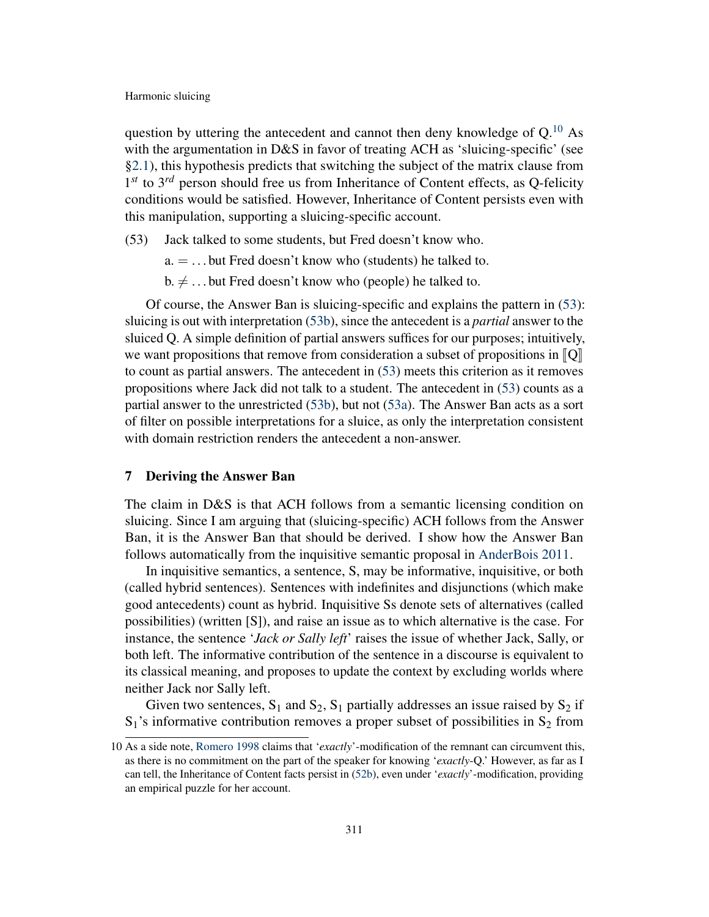question by uttering the antecedent and cannot then deny knowledge of Q.[10] As with the argumentation in D&S in favor of treating ACH as 'sluicing-specific' (see §2.1), this hypothesis predicts that switching the subject of the matrix clause from 1*st* to 3*rd* person should free us from Inheritance of Content effects, as Q-felicity conditions would be satisfied. However, Inheritance of Content persists even with this manipulation, supporting a sluicing-specific account.

(53) Jack talked to some students, but Fred doesn't know who.

a. = . . . but Fred doesn't know who (students) he talked to.

b. ≠ . . . but Fred doesn't know who (people) he talked to.

Of course, the Answer Ban is sluicing-specific and explains the pattern in (53): sluicing is out with interpretation (53b), since the antecedent is a *partial* answer to the sluiced Q. A simple definition of partial answers suffices for our purposes; intuitively, we want propositions that remove from consideration a subset of propositions in ⟦Q⟧ to count as partial answers. The antecedent in (53) meets this criterion as it removes propositions where Jack did not talk to a student. The antecedent in (53) counts as a partial answer to the unrestricted (53b), but not (53a). The Answer Ban acts as a sort of filter on possible interpretations for a sluice, as only the interpretation consistent with domain restriction renders the antecedent a non-answer.

## 7 Deriving the Answer Ban

The claim in D&S is that ACH follows from a semantic licensing condition on sluicing. Since I am arguing that (sluicing-specific) ACH follows from the Answer Ban, it is the Answer Ban that should be derived. I show how the Answer Ban follows automatically from the inquisitive semantic proposal in AnderBois 2011.

In inquisitive semantics, a sentence, S, may be informative, inquisitive, or both (called hybrid sentences). Sentences with indefinites and disjunctions (which make good antecedents) count as hybrid. Inquisitive Ss denote sets of alternatives (called possibilities) (written [S]), and raise an issue as to which alternative is the case. For instance, the sentence '*Jack or Sally left*' raises the issue of whether Jack, Sally, or both left. The informative contribution of the sentence in a discourse is equivalent to its classical meaning, and proposes to update the context by excluding worlds where neither Jack nor Sally left.

Given two sentences, $S_1$ and $S_2$, $S_1$ partially addresses an issue raised by $S_2$ if $S_1$'s informative contribution removes a proper subset of possibilities in $S_2$ from

10 As a side note, Romero 1998 claims that '*exactly*'-modification of the remnant can circumvent this, as there is no commitment on the part of the speaker for knowing '*exactly*-Q.' However, as far as I can tell, the Inheritance of Content facts persist in (52b), even under '*exactly*'-modification, providing an empirical puzzle for her account.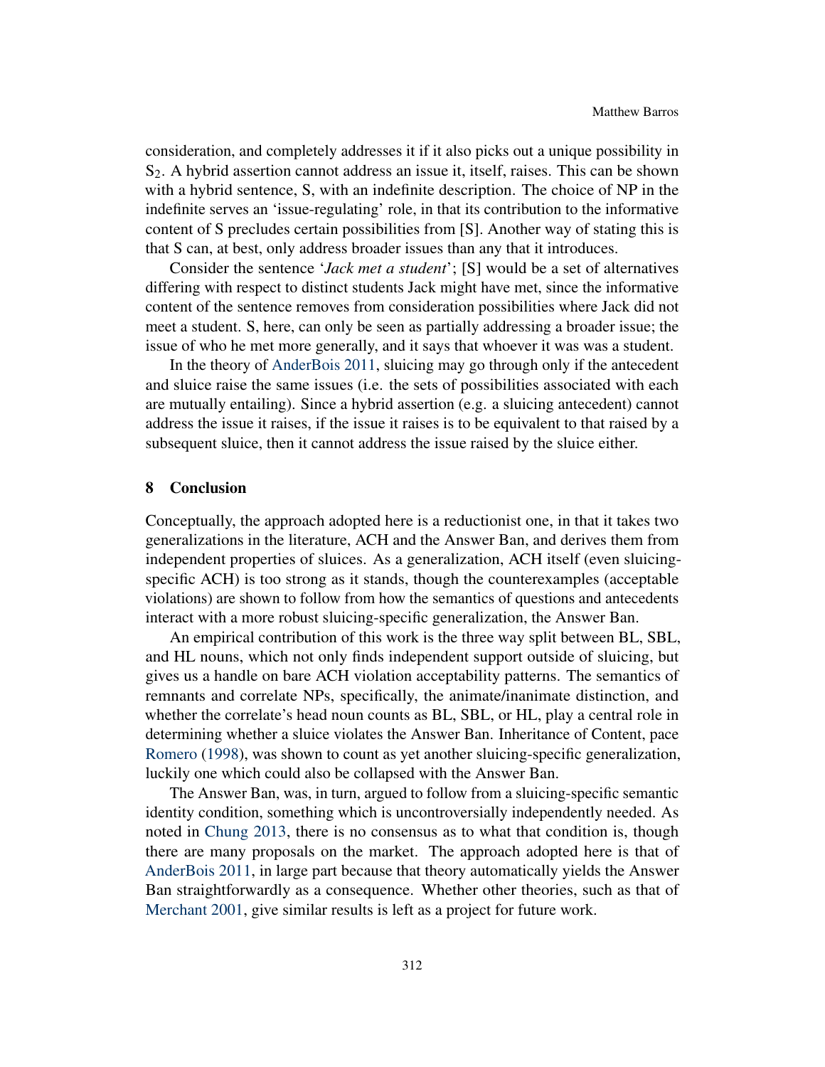consideration, and completely addresses it if it also picks out a unique possibility in $S_2$. A hybrid assertion cannot address an issue it, itself, raises. This can be shown with a hybrid sentence, S, with an indefinite description. The choice of NP in the indefinite serves an 'issue-regulating' role, in that its contribution to the informative content of S precludes certain possibilities from [S]. Another way of stating this is that S can, at best, only address broader issues than any that it introduces.

Consider the sentence '*Jack met a student*'; [S] would be a set of alternatives differing with respect to distinct students Jack might have met, since the informative content of the sentence removes from consideration possibilities where Jack did not meet a student. S, here, can only be seen as partially addressing a broader issue; the issue of who he met more generally, and it says that whoever it was was a student.

In the theory of AnderBois 2011, sluicing may go through only if the antecedent and sluice raise the same issues (i.e. the sets of possibilities associated with each are mutually entailing). Since a hybrid assertion (e.g. a sluicing antecedent) cannot address the issue it raises, if the issue it raises is to be equivalent to that raised by a subsequent sluice, then it cannot address the issue raised by the sluice either.

## 8 Conclusion

Conceptually, the approach adopted here is a reductionist one, in that it takes two generalizations in the literature, ACH and the Answer Ban, and derives them from independent properties of sluices. As a generalization, ACH itself (even sluicing-specific ACH) is too strong as it stands, though the counterexamples (acceptable violations) are shown to follow from how the semantics of questions and antecedents interact with a more robust sluicing-specific generalization, the Answer Ban.

An empirical contribution of this work is the three way split between BL, SBL, and HL nouns, which not only finds independent support outside of sluicing, but gives us a handle on bare ACH violation acceptability patterns. The semantics of remnants and correlate NPs, specifically, the animate/inanimate distinction, and whether the correlate's head noun counts as BL, SBL, or HL, play a central role in determining whether a sluice violates the Answer Ban. Inheritance of Content, pace Romero (1998), was shown to count as yet another sluicing-specific generalization, luckily one which could also be collapsed with the Answer Ban.

The Answer Ban, was, in turn, argued to follow from a sluicing-specific semantic identity condition, something which is uncontroversially independently needed. As noted in Chung 2013, there is no consensus as to what that condition is, though there are many proposals on the market. The approach adopted here is that of AnderBois 2011, in large part because that theory automatically yields the Answer Ban straightforwardly as a consequence. Whether other theories, such as that of Merchant 2001, give similar results is left as a project for future work.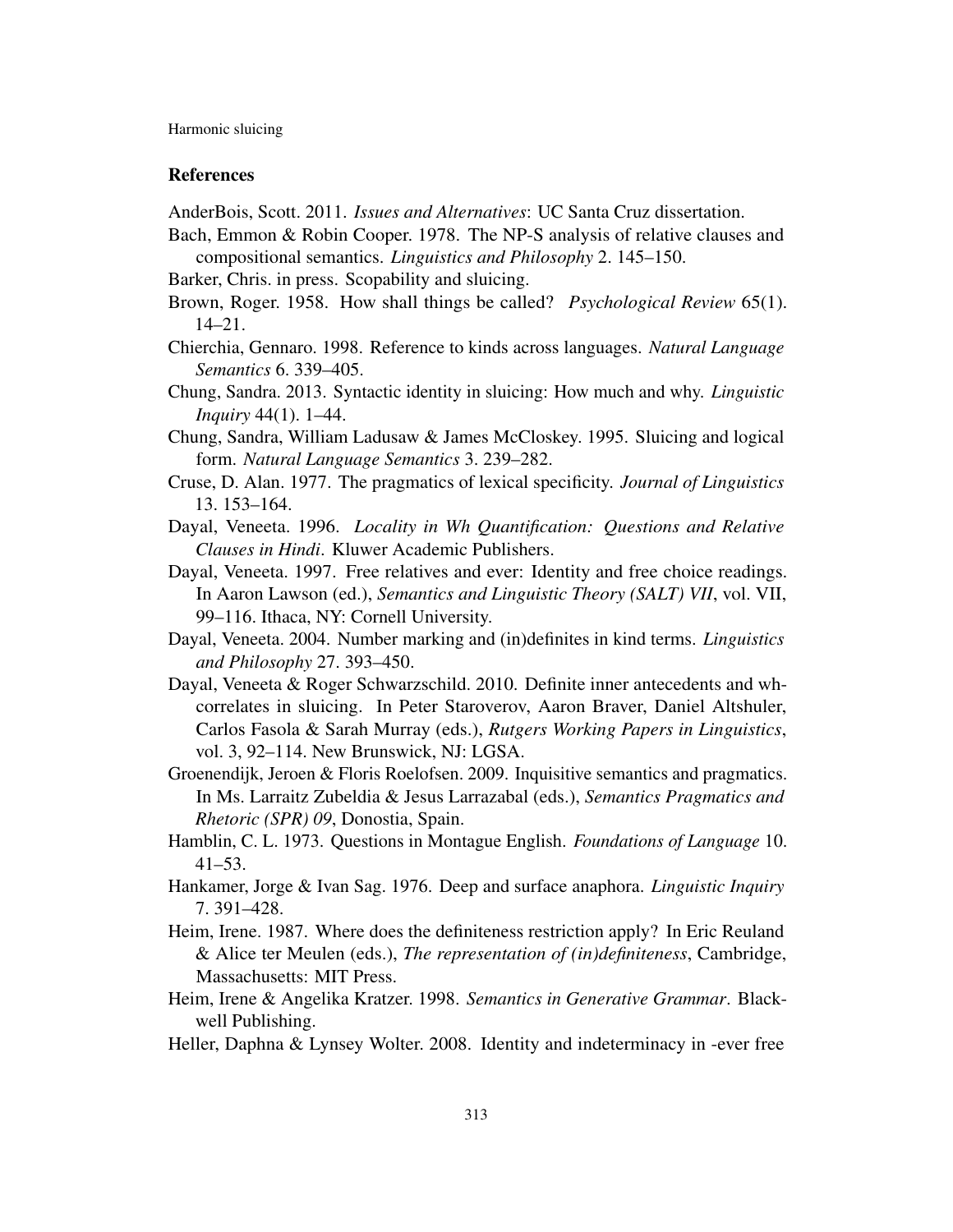## References

AnderBois, Scott. 2011. *Issues and Alternatives*: UC Santa Cruz dissertation.

Bach, Emmon & Robin Cooper. 1978. The NP-S analysis of relative clauses and compositional semantics. *Linguistics and Philosophy* 2. 145–150.

Barker, Chris. in press. Scopability and sluicing.

Brown, Roger. 1958. How shall things be called? *Psychological Review* 65(1). 14–21.

Chierchia, Gennaro. 1998. Reference to kinds across languages. *Natural Language Semantics* 6. 339–405.

Chung, Sandra. 2013. Syntactic identity in sluicing: How much and why. *Linguistic Inquiry* 44(1). 1–44.

Chung, Sandra, William Ladusaw & James McCloskey. 1995. Sluicing and logical form. *Natural Language Semantics* 3. 239–282.

Cruse, D. Alan. 1977. The pragmatics of lexical specificity. *Journal of Linguistics* 13. 153–164.

Dayal, Veneeta. 1996. *Locality in Wh Quantification: Questions and Relative Clauses in Hindi*. Kluwer Academic Publishers.

Dayal, Veneeta. 1997. Free relatives and ever: Identity and free choice readings. In Aaron Lawson (ed.), *Semantics and Linguistic Theory (SALT) VII*, vol. VII, 99–116. Ithaca, NY: Cornell University.

Dayal, Veneeta. 2004. Number marking and (in)definites in kind terms. *Linguistics and Philosophy* 27. 393–450.

Dayal, Veneeta & Roger Schwarzschild. 2010. Definite inner antecedents and wh-correlates in sluicing. In Peter Staroverov, Aaron Braver, Daniel Altshuler, Carlos Fasola & Sarah Murray (eds.), *Rutgers Working Papers in Linguistics*, vol. 3, 92–114. New Brunswick, NJ: LGSA.

Groenendijk, Jeroen & Floris Roelofsen. 2009. Inquisitive semantics and pragmatics. In Ms. Larraitz Zubeldia & Jesus Larrazabal (eds.), *Semantics Pragmatics and Rhetoric (SPR) 09*, Donostia, Spain.

Hamblin, C. L. 1973. Questions in Montague English. *Foundations of Language* 10. 41–53.

Hankamer, Jorge & Ivan Sag. 1976. Deep and surface anaphora. *Linguistic Inquiry* 7. 391–428.

Heim, Irene. 1987. Where does the definiteness restriction apply? In Eric Reuland & Alice ter Meulen (eds.), *The representation of (in)definiteness*, Cambridge, Massachusetts: MIT Press.

Heim, Irene & Angelika Kratzer. 1998. *Semantics in Generative Grammar*. Blackwell Publishing.

Heller, Daphna & Lynsey Wolter. 2008. Identity and indeterminacy in -ever free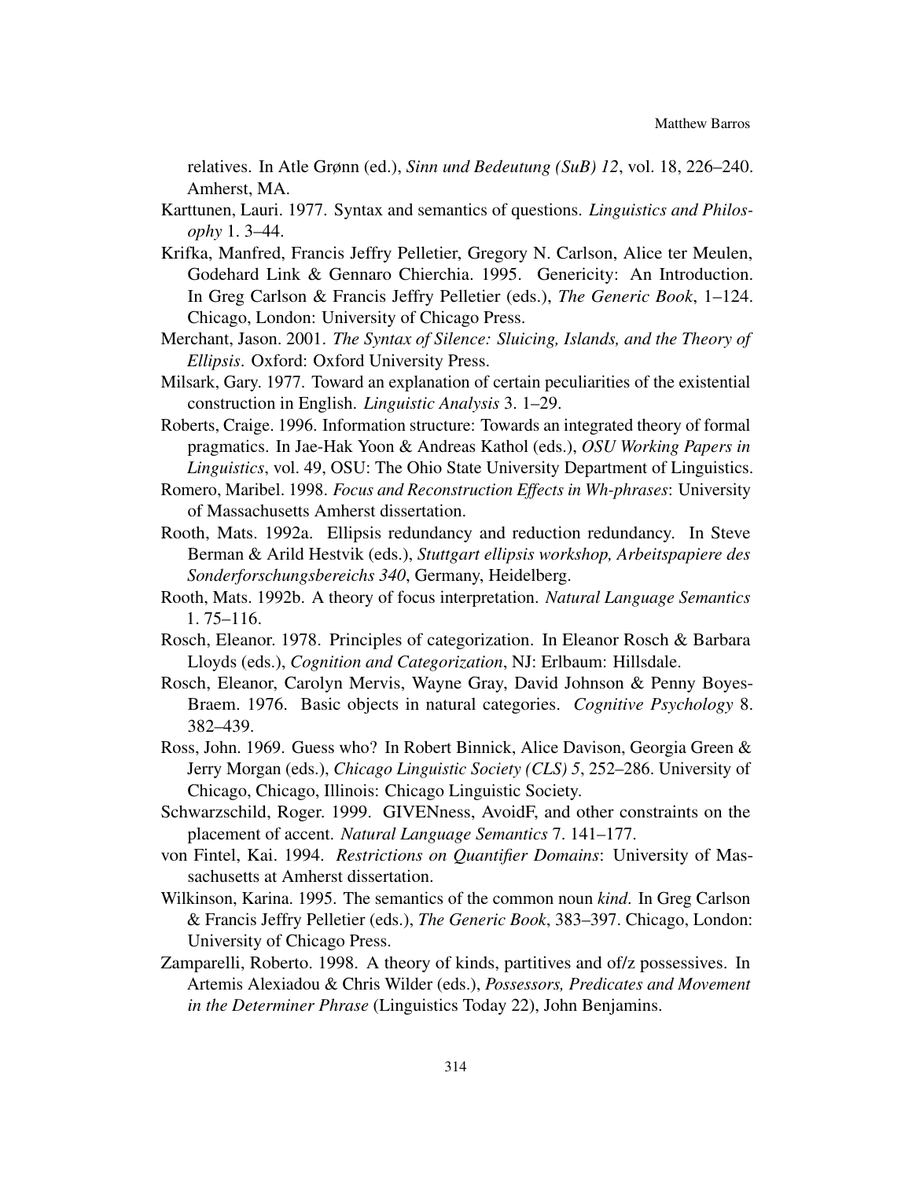relatives. In Atle Grønn (ed.), *Sinn und Bedeutung (SuB) 12*, vol. 18, 226–240. Amherst, MA.

Karttunen, Lauri. 1977. Syntax and semantics of questions. *Linguistics and Philosophy* 1. 3–44.

Krifka, Manfred, Francis Jeffry Pelletier, Gregory N. Carlson, Alice ter Meulen, Godehard Link & Gennaro Chierchia. 1995. Genericity: An Introduction. In Greg Carlson & Francis Jeffry Pelletier (eds.), *The Generic Book*, 1–124. Chicago, London: University of Chicago Press.

Merchant, Jason. 2001. *The Syntax of Silence: Sluicing, Islands, and the Theory of Ellipsis*. Oxford: Oxford University Press.

Milsark, Gary. 1977. Toward an explanation of certain peculiarities of the existential construction in English. *Linguistic Analysis* 3. 1–29.

Roberts, Craige. 1996. Information structure: Towards an integrated theory of formal pragmatics. In Jae-Hak Yoon & Andreas Kathol (eds.), *OSU Working Papers in Linguistics*, vol. 49, OSU: The Ohio State University Department of Linguistics.

Romero, Maribel. 1998. *Focus and Reconstruction Effects in Wh-phrases*: University of Massachusetts Amherst dissertation.

Rooth, Mats. 1992a. Ellipsis redundancy and reduction redundancy. In Steve Berman & Arild Hestvik (eds.), *Stuttgart ellipsis workshop, Arbeitspapiere des Sonderforschungsbereichs 340*, Germany, Heidelberg.

Rooth, Mats. 1992b. A theory of focus interpretation. *Natural Language Semantics* 1. 75–116.

Rosch, Eleanor. 1978. Principles of categorization. In Eleanor Rosch & Barbara Lloyds (eds.), *Cognition and Categorization*, NJ: Erlbaum: Hillsdale.

Rosch, Eleanor, Carolyn Mervis, Wayne Gray, David Johnson & Penny Boyes-Braem. 1976. Basic objects in natural categories. *Cognitive Psychology* 8. 382–439.

Ross, John. 1969. Guess who? In Robert Binnick, Alice Davison, Georgia Green & Jerry Morgan (eds.), *Chicago Linguistic Society (CLS) 5*, 252–286. University of Chicago, Chicago, Illinois: Chicago Linguistic Society.

Schwarzschild, Roger. 1999. GIVENness, AvoidF, and other constraints on the placement of accent. *Natural Language Semantics* 7. 141–177.

von Fintel, Kai. 1994. *Restrictions on Quantifier Domains*: University of Massachusetts at Amherst dissertation.

Wilkinson, Karina. 1995. The semantics of the common noun *kind*. In Greg Carlson & Francis Jeffry Pelletier (eds.), *The Generic Book*, 383–397. Chicago, London: University of Chicago Press.

Zamparelli, Roberto. 1998. A theory of kinds, partitives and of/z possessives. In Artemis Alexiadou & Chris Wilder (eds.), *Possessors, Predicates and Movement in the Determiner Phrase* (Linguistics Today 22), John Benjamins.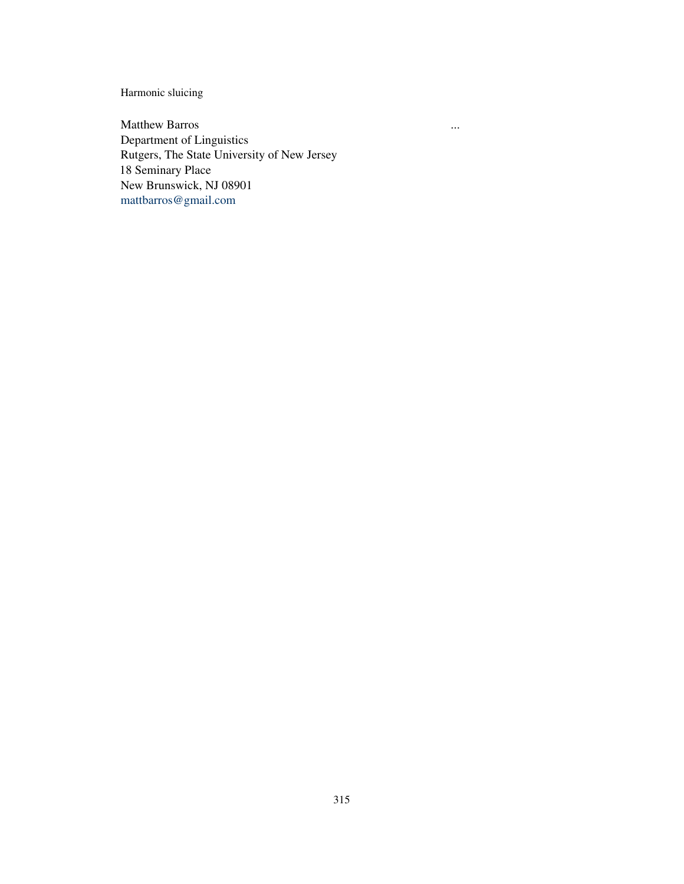Harmonic sluicing

Matthew Barros ...  
Department of Linguistics  
Rutgers, The State University of New Jersey  
18 Seminary Place  
New Brunswick, NJ 08901  
mattbarros@gmail.com